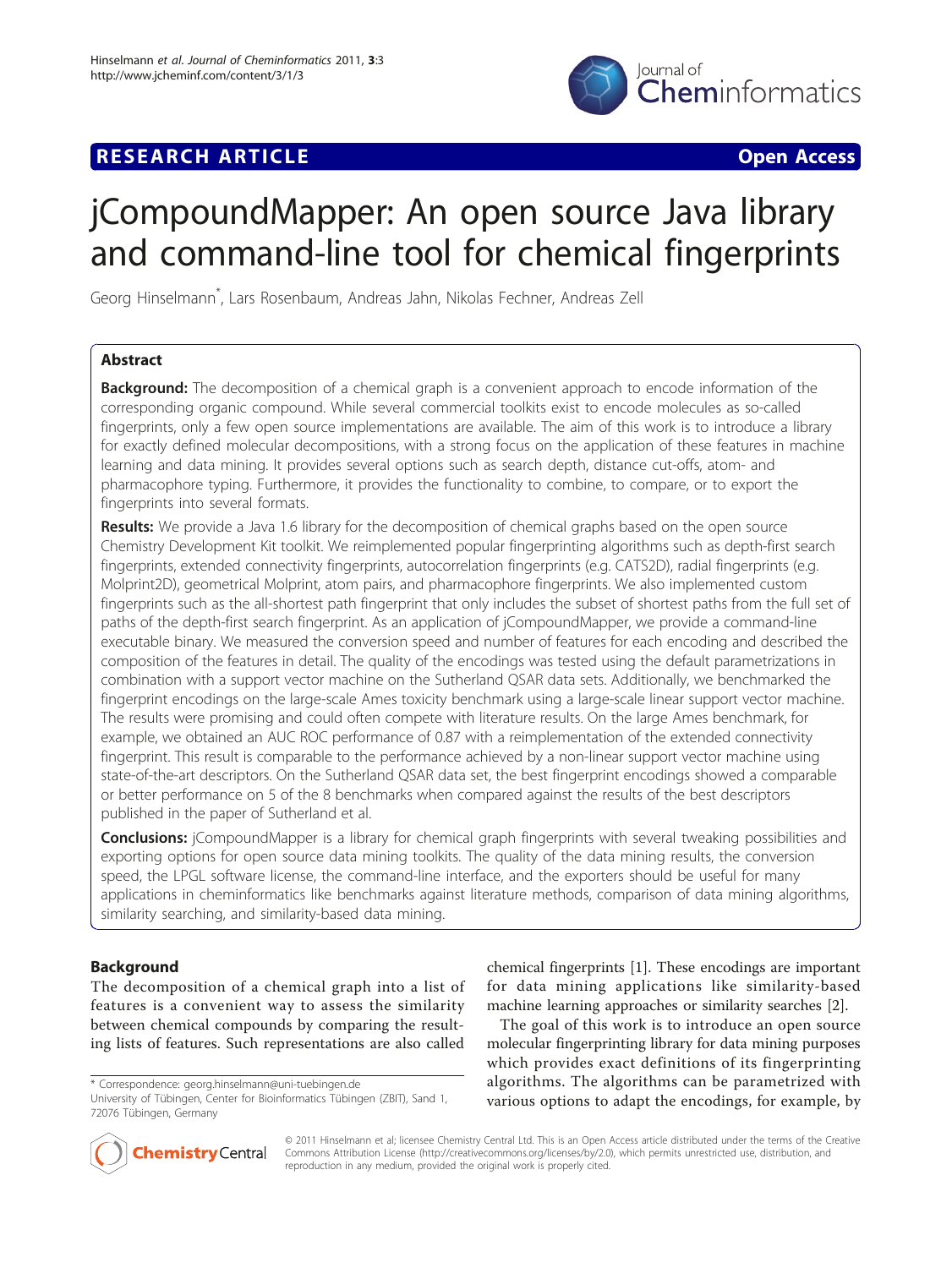RESEARCH ARTICLE Open Access

# jCompoundMapper: An open source Java library and command-line tool for chemical fingerprints

Georg Hinselmann*, Lars Rosenbaum, Andreas Jahn, Nikolas Fechner, Andreas Zell

## Abstract

**Background:** The decomposition of a chemical graph is a convenient approach to encode information of the corresponding organic compound. While several commercial toolkits exist to encode molecules as so-called fingerprints, only a few open source implementations are available. The aim of this work is to introduce a library for exactly defined molecular decompositions, with a strong focus on the application of these features in machine learning and data mining. It provides several options such as search depth, distance cut-offs, atom- and pharmacophore typing. Furthermore, it provides the functionality to combine, to compare, or to export the fingerprints into several formats.

**Results:** We provide a Java 1.6 library for the decomposition of chemical graphs based on the open source Chemistry Development Kit toolkit. We reimplemented popular fingerprinting algorithms such as depth-first search fingerprints, extended connectivity fingerprints, autocorrelation fingerprints (e.g. CATS2D), radial fingerprints (e.g. Molprint2D), geometrical Molprint, atom pairs, and pharmacophore fingerprints. We also implemented custom fingerprints such as the all-shortest path fingerprint that only includes the subset of shortest paths from the full set of paths of the depth-first search fingerprint. As an application of jCompoundMapper, we provide a command-line executable binary. We measured the conversion speed and number of features for each encoding and described the composition of the features in detail. The quality of the encodings was tested using the default parametrizations in combination with a support vector machine on the Sutherland QSAR data sets. Additionally, we benchmarked the fingerprint encodings on the large-scale Ames toxicity benchmark using a large-scale linear support vector machine. The results were promising and could often compete with literature results. On the large Ames benchmark, for example, we obtained an AUC ROC performance of 0.87 with a reimplementation of the extended connectivity fingerprint. This result is comparable to the performance achieved by a non-linear support vector machine using state-of-the-art descriptors. On the Sutherland QSAR data set, the best fingerprint encodings showed a comparable or better performance on 5 of the 8 benchmarks when compared against the results of the best descriptors published in the paper of Sutherland et al.

**Conclusions:** jCompoundMapper is a library for chemical graph fingerprints with several tweaking possibilities and exporting options for open source data mining toolkits. The quality of the data mining results, the conversion speed, the LPGL software license, the command-line interface, and the exporters should be useful for many applications in cheminformatics like benchmarks against literature methods, comparison of data mining algorithms, similarity searching, and similarity-based data mining.

## Background

The decomposition of a chemical graph into a list of features is a convenient way to assess the similarity between chemical compounds by comparing the resulting lists of features. Such representations are also called chemical fingerprints [1]. These encodings are important for data mining applications like similarity-based machine learning approaches or similarity searches [2].

The goal of this work is to introduce an open source molecular fingerprinting library for data mining purposes which provides exact definitions of its fingerprinting algorithms. The algorithms can be parametrized with various options to adapt the encodings, for example, by

* Correspondence: georg.hinselmann@uni-tuebingen.de
University of Tübingen, Center for Bioinformatics Tübingen (ZBIT), Sand 1, 72076 Tübingen, Germany

© 2011 Hinselmann et al; licensee Chemistry Central Ltd. This is an Open Access article distributed under the terms of the Creative Commons Attribution License (http://creativecommons.org/licenses/by/2.0), which permits unrestricted use, distribution, and reproduction in any medium, provided the original work is properly cited.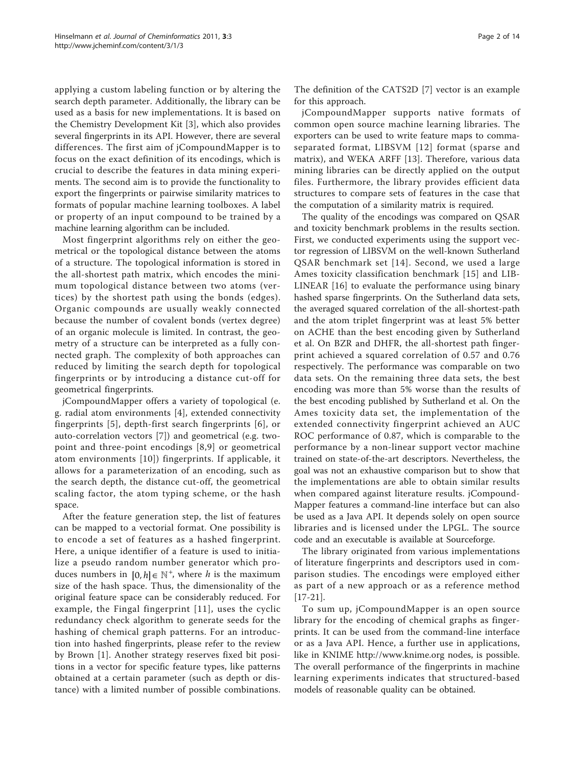applying a custom labeling function or by altering the search depth parameter. Additionally, the library can be used as a basis for new implementations. It is based on the Chemistry Development Kit [3], which also provides several fingerprints in its API. However, there are several differences. The first aim of jCompoundMapper is to focus on the exact definition of its encodings, which is crucial to describe the features in data mining experiments. The second aim is to provide the functionality to export the fingerprints or pairwise similarity matrices to formats of popular machine learning toolboxes. A label or property of an input compound to be trained by a machine learning algorithm can be included.

Most fingerprint algorithms rely on either the geometrical or the topological distance between the atoms of a structure. The topological information is stored in the all-shortest path matrix, which encodes the minimum topological distance between two atoms (vertices) by the shortest path using the bonds (edges). Organic compounds are usually weakly connected because the number of covalent bonds (vertex degree) of an organic molecule is limited. In contrast, the geometry of a structure can be interpreted as a fully connected graph. The complexity of both approaches can reduced by limiting the search depth for topological fingerprints or by introducing a distance cut-off for geometrical fingerprints.

jCompoundMapper offers a variety of topological (e. g. radial atom environments [4], extended connectivity fingerprints [5], depth-first search fingerprints [6], or auto-correlation vectors [7]) and geometrical (e.g. two-point and three-point encodings [8,9] or geometrical atom environments [10]) fingerprints. If applicable, it allows for a parameterization of an encoding, such as the search depth, the distance cut-off, the geometrical scaling factor, the atom typing scheme, or the hash space.

After the feature generation step, the list of features can be mapped to a vectorial format. One possibility is to encode a set of features as a hashed fingerprint. Here, a unique identifier of a feature is used to initialize a pseudo random number generator which produces numbers in $[0, h] \in \mathbb{N}^+$, where $h$ is the maximum size of the hash space. Thus, the dimensionality of the original feature space can be considerably reduced. For example, the Fingal fingerprint [11], uses the cyclic redundancy check algorithm to generate seeds for the hashing of chemical graph patterns. For an introduction into hashed fingerprints, please refer to the review by Brown [1]. Another strategy reserves fixed bit positions in a vector for specific feature types, like patterns obtained at a certain parameter (such as depth or distance) with a limited number of possible combinations. The definition of the CATS2D [7] vector is an example for this approach.

jCompoundMapper supports native formats of common open source machine learning libraries. The exporters can be used to write feature maps to comma-separated format, LIBSVM [12] format (sparse and matrix), and WEKA ARFF [13]. Therefore, various data mining libraries can be directly applied on the output files. Furthermore, the library provides efficient data structures to compare sets of features in the case that the computation of a similarity matrix is required.

The quality of the encodings was compared on QSAR and toxicity benchmark problems in the results section. First, we conducted experiments using the support vector regression of LIBSVM on the well-known Sutherland QSAR benchmark set [14]. Second, we used a large Ames toxicity classification benchmark [15] and LIBLINEAR [16] to evaluate the performance using binary hashed sparse fingerprints. On the Sutherland data sets, the averaged squared correlation of the all-shortest-path and the atom triplet fingerprint was at least 5% better on ACHE than the best encoding given by Sutherland et al. On BZR and DHFR, the all-shortest path fingerprint achieved a squared correlation of 0.57 and 0.76 respectively. The performance was comparable on two data sets. On the remaining three data sets, the best encoding was more than 5% worse than the results of the best encoding published by Sutherland et al. On the Ames toxicity data set, the implementation of the extended connectivity fingerprint achieved an AUC ROC performance of 0.87, which is comparable to the performance by a non-linear support vector machine trained on state-of-the-art descriptors. Nevertheless, the goal was not an exhaustive comparison but to show that the implementations are able to obtain similar results when compared against literature results. jCompoundMapper features a command-line interface but can also be used as a Java API. It depends solely on open source libraries and is licensed under the LPGL. The source code and an executable is available at Sourceforge.

The library originated from various implementations of literature fingerprints and descriptors used in comparison studies. The encodings were employed either as part of a new approach or as a reference method [17-21].

To sum up, jCompoundMapper is an open source library for the encoding of chemical graphs as fingerprints. It can be used from the command-line interface or as a Java API. Hence, a further use in applications, like in KNIME http://www.knime.org nodes, is possible. The overall performance of the fingerprints in machine learning experiments indicates that structured-based models of reasonable quality can be obtained.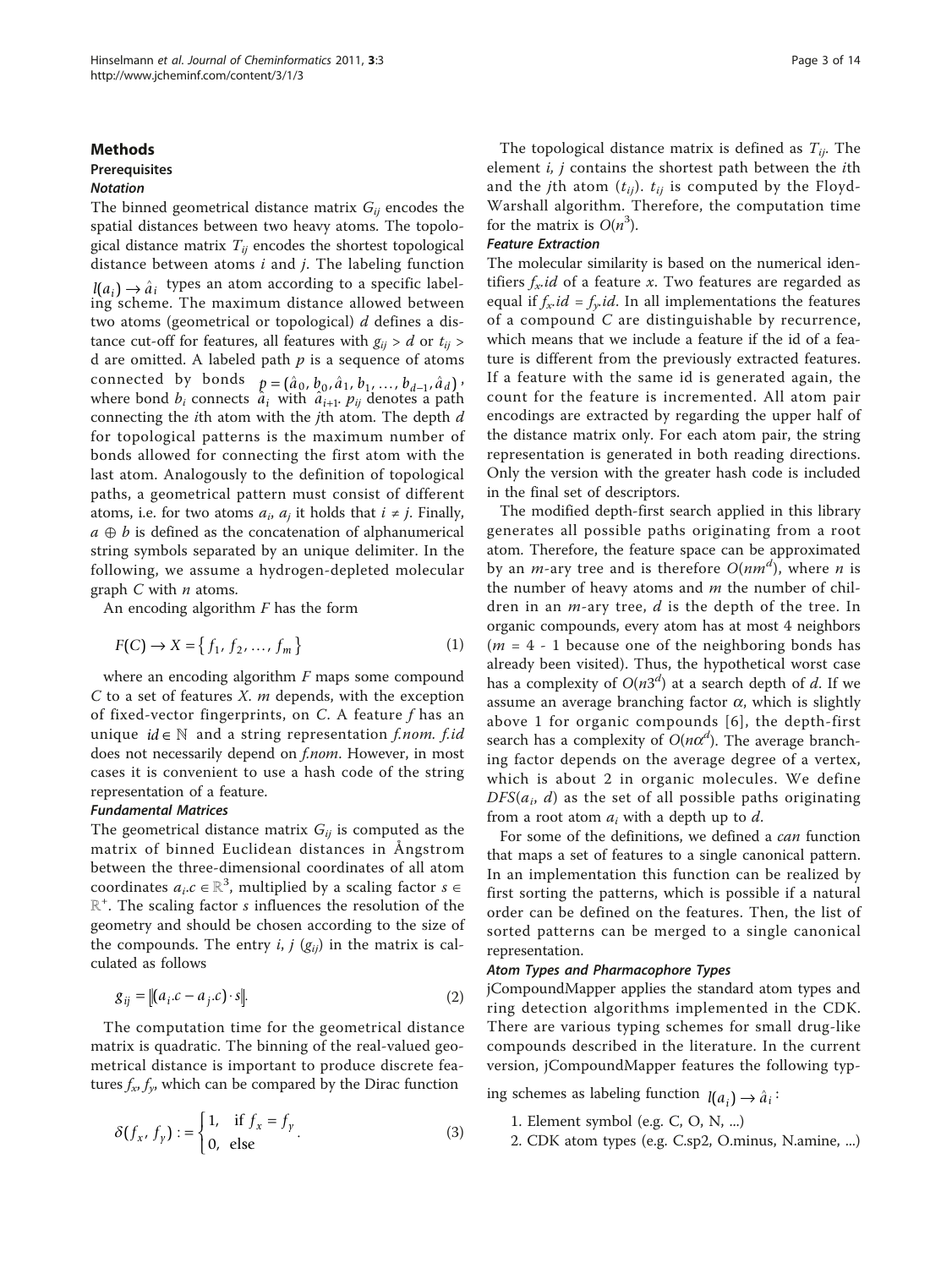## Methods

### Prerequisites

#### Notation

The binned geometrical distance matrix $G_{ij}$ encodes the spatial distances between two heavy atoms. The topological distance matrix $T_{ij}$ encodes the shortest topological distance between atoms $i$ and $j$. The labeling function $l(a_i) \rightarrow \hat{a}_i$ types an atom according to a specific labeling scheme. The maximum distance allowed between two atoms (geometrical or topological) $d$ defines a distance cut-off for features, all features with $g_{ij} > d$ or $t_{ij} > d$ are omitted. A labeled path $p$ is a sequence of atoms connected by bonds $p = (\hat{a}_0, b_0, \hat{a}_1, b_1, \ldots, b_{d-1}, \hat{a}_d)$, where bond $b_i$ connects $\hat{a}_i$ with $\hat{a}_{i+1}$. $p_{ij}$ denotes a path connecting the $i$th atom with the $j$th atom. The depth $d$ for topological patterns is the maximum number of bonds allowed for connecting the first atom with the last atom. Analogously to the definition of topological paths, a geometrical pattern must consist of different atoms, i.e. for two atoms $a_i$, $a_j$ it holds that $i \neq j$. Finally, $a \oplus b$ is defined as the concatenation of alphanumerical string symbols separated by an unique delimiter. In the following, we assume a hydrogen-depleted molecular graph $C$ with $n$ atoms.

An encoding algorithm $F$ has the form

$$F(C) \rightarrow X = \{ f_1, f_2, \ldots, f_m \} \tag{1}$$

where an encoding algorithm $F$ maps some compound $C$ to a set of features $X$. $m$ depends, with the exception of fixed-vector fingerprints, on $C$. A feature $f$ has an unique $id \in \mathbb{N}$ and a string representation $f.nom$. $f.id$ does not necessarily depend on $f.nom$. However, in most cases it is convenient to use a hash code of the string representation of a feature.

#### Fundamental Matrices

The geometrical distance matrix $G_{ij}$ is computed as the matrix of binned Euclidean distances in Ångstrom between the three-dimensional coordinates of all atom coordinates $a_i.c \in \mathbb{R}^3$, multiplied by a scaling factor $s \in \mathbb{R}^+$. The scaling factor $s$ influences the resolution of the geometry and should be chosen according to the size of the compounds. The entry $i$, $j$ ($g_{ij}$) in the matrix is calculated as follows

$$g_{ij} = \lfloor \| (a_i.c - a_j.c) \cdot s \| \rfloor. \tag{2}$$

The computation time for the geometrical distance matrix is quadratic. The binning of the real-valued geometrical distance is important to produce discrete features $f_x, f_y$, which can be compared by the Dirac function

$$\delta(f_x, f_y) := \begin{cases} 1, & \text{if } f_x = f_y \\ 0, & \text{else} \end{cases}. \tag{3}$$

The topological distance matrix is defined as $T_{ij}$. The element $i$, $j$ contains the shortest path between the $i$th and the $j$th atom ($t_{ij}$). $t_{ij}$ is computed by the Floyd-Warshall algorithm. Therefore, the computation time for the matrix is $O(n^3)$.

#### Feature Extraction

The molecular similarity is based on the numerical identifiers $f_x.id$ of a feature $x$. Two features are regarded as equal if $f_x.id = f_y.id$. In all implementations the features of a compound $C$ are distinguishable by recurrence, which means that we include a feature if the id of a feature is different from the previously extracted features. If a feature with the same id is generated again, the count for the feature is incremented. All atom pair encodings are extracted by regarding the upper half of the distance matrix only. For each atom pair, the string representation is generated in both reading directions. Only the version with the greater hash code is included in the final set of descriptors.

The modified depth-first search applied in this library generates all possible paths originating from a root atom. Therefore, the feature space can be approximated by an $m$-ary tree and is therefore $O(nm^d)$, where $n$ is the number of heavy atoms and $m$ the number of children in an $m$-ary tree, $d$ is the depth of the tree. In organic compounds, every atom has at most 4 neighbors ($m$ = 4 - 1 because one of the neighboring bonds has already been visited). Thus, the hypothetical worst case has a complexity of $O(n3^d)$ at a search depth of $d$. If we assume an average branching factor $\alpha$, which is slightly above 1 for organic compounds [6], the depth-first search has a complexity of $O(n\alpha^d)$. The average branching factor depends on the average degree of a vertex, which is about 2 in organic molecules. We define $DFS(a_i, d)$ as the set of all possible paths originating from a root atom $a_i$ with a depth up to $d$.

For some of the definitions, we defined a *can* function that maps a set of features to a single canonical pattern. In an implementation this function can be realized by first sorting the patterns, which is possible if a natural order can be defined on the features. Then, the list of sorted patterns can be merged to a single canonical representation.

#### Atom Types and Pharmacophore Types

jCompoundMapper applies the standard atom types and ring detection algorithms implemented in the CDK. There are various typing schemes for small drug-like compounds described in the literature. In the current version, jCompoundMapper features the following typing schemes as labeling function $l(a_i) \rightarrow \hat{a}_i$:

1. Element symbol (e.g. C, O, N, ...)
2. CDK atom types (e.g. C.sp2, O.minus, N.amine, ...)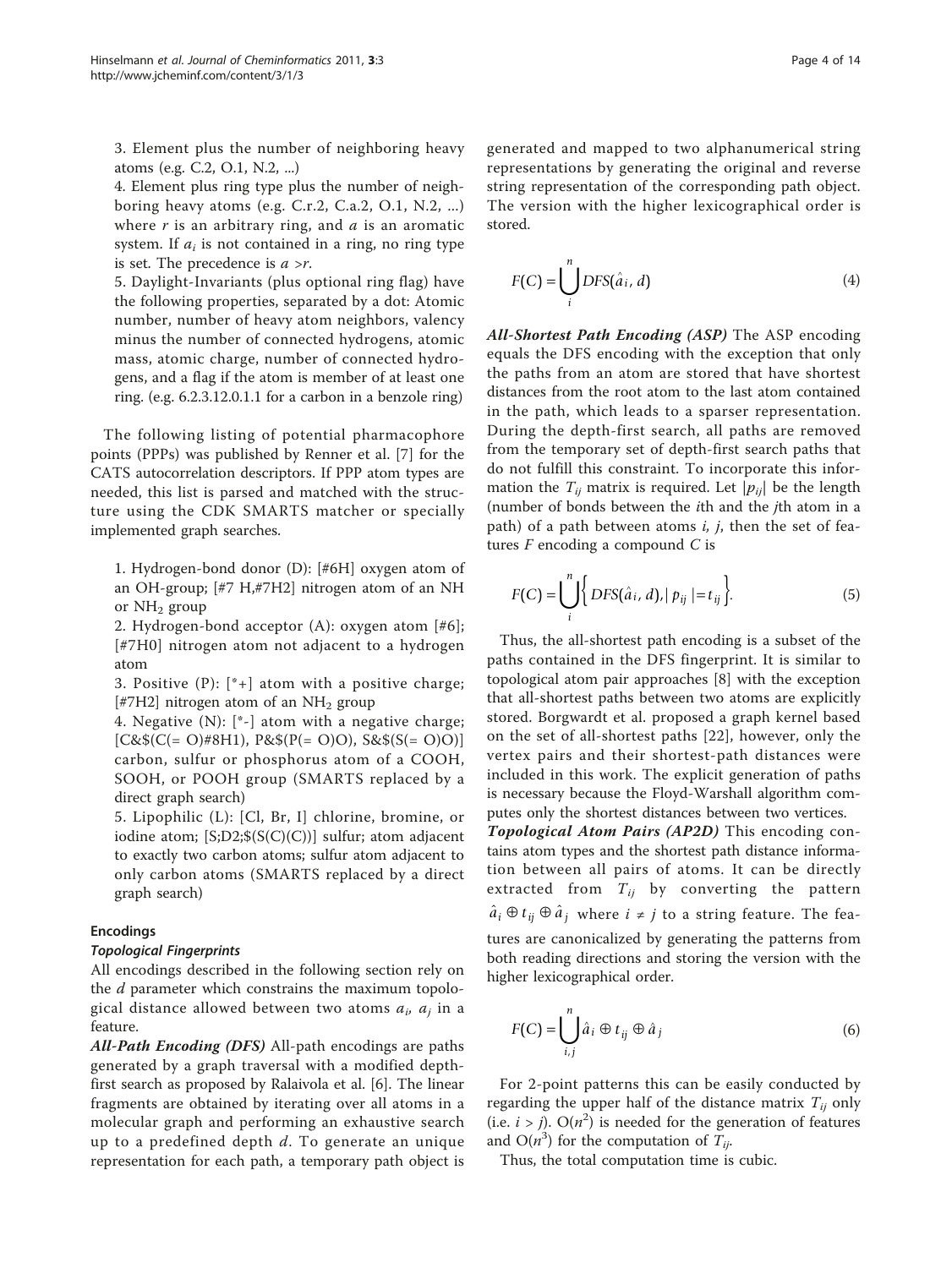3. Element plus the number of neighboring heavy atoms (e.g. C.2, O.1, N.2, ...)

4. Element plus ring type plus the number of neighboring heavy atoms (e.g. C.r.2, C.a.2, O.1, N.2, ...) where $r$ is an arbitrary ring, and $a$ is an aromatic system. If $a_i$ is not contained in a ring, no ring type is set. The precedence is $a > r$.

5. Daylight-Invariants (plus optional ring flag) have the following properties, separated by a dot: Atomic number, number of heavy atom neighbors, valency minus the number of connected hydrogens, atomic mass, atomic charge, number of connected hydrogens, and a flag if the atom is member of at least one ring. (e.g. 6.2.3.12.0.1.1 for a carbon in a benzole ring)

The following listing of potential pharmacophore points (PPPs) was published by Renner et al. [7] for the CATS autocorrelation descriptors. If PPP atom types are needed, this list is parsed and matched with the structure using the CDK SMARTS matcher or specially implemented graph searches.

1. Hydrogen-bond donor (D): [#6H] oxygen atom of an OH-group; [#7 H,#7H2] nitrogen atom of an NH or $NH_2$ group

2. Hydrogen-bond acceptor (A): oxygen atom [#6]; [#7H0] nitrogen atom not adjacent to a hydrogen atom

3. Positive (P): [*+] atom with a positive charge; [#7H2] nitrogen atom of an $NH_2$ group

4. Negative (N): [*-] atom with a negative charge; [C&$(C(= O)#8H1), P&$(P(= O)O), S&$(S(= O)O)] carbon, sulfur or phosphorus atom of a COOH, SOOH, or POOH group (SMARTS replaced by a direct graph search)

5. Lipophilic (L): [Cl, Br, I] chlorine, bromine, or iodine atom; [S;D2;$(S(C)(C))] sulfur; atom adjacent to exactly two carbon atoms; sulfur atom adjacent to only carbon atoms (SMARTS replaced by a direct graph search)

## Encodings

### Topological Fingerprints

All encodings described in the following section rely on the $d$ parameter which constrains the maximum topological distance allowed between two atoms $a_i$, $a_j$ in a feature.

***All-Path Encoding (DFS)*** All-path encodings are paths generated by a graph traversal with a modified depth-first search as proposed by Ralaivola et al. [6]. The linear fragments are obtained by iterating over all atoms in a molecular graph and performing an exhaustive search up to a predefined depth $d$. To generate an unique representation for each path, a temporary path object is generated and mapped to two alphanumerical string representations by generating the original and reverse string representation of the corresponding path object. The version with the higher lexicographical order is stored.

$$F(C) = \bigcup_{i}^{n} DFS(\hat{a}_i, d) \tag{4}$$

***All-Shortest Path Encoding (ASP)*** The ASP encoding equals the DFS encoding with the exception that only the paths from an atom are stored that have shortest distances from the root atom to the last atom contained in the path, which leads to a sparser representation. During the depth-first search, all paths are removed from the temporary set of depth-first search paths that do not fulfill this constraint. To incorporate this information the $T_{ij}$ matrix is required. Let $|p_{ij}|$ be the length (number of bonds between the $i$th and the $j$th atom in a path) of a path between atoms $i$, $j$, then the set of features $F$ encoding a compound $C$ is

$$F(C) = \bigcup_{i}^{n} \left\{ DFS(\hat{a}_i, d), |p_{ij}| = t_{ij} \right\}. \tag{5}$$

Thus, the all-shortest path encoding is a subset of the paths contained in the DFS fingerprint. It is similar to topological atom pair approaches [8] with the exception that all-shortest paths between two atoms are explicitly stored. Borgwardt et al. proposed a graph kernel based on the set of all-shortest paths [22], however, only the vertex pairs and their shortest-path distances were included in this work. The explicit generation of paths is necessary because the Floyd-Warshall algorithm computes only the shortest distances between two vertices.

***Topological Atom Pairs (AP2D)*** This encoding contains atom types and the shortest path distance information between all pairs of atoms. It can be directly extracted from $T_{ij}$ by converting the pattern $\hat{a}_i \oplus t_{ij} \oplus \hat{a}_j$ where $i \neq j$ to a string feature. The features are canonicalized by generating the patterns from both reading directions and storing the version with the higher lexicographical order.

$$F(C) = \bigcup_{i,j}^{n} \hat{a}_i \oplus t_{ij} \oplus \hat{a}_j \tag{6}$$

For 2-point patterns this can be easily conducted by regarding the upper half of the distance matrix $T_{ij}$ only (i.e. $i > j$). $O(n^2)$ is needed for the generation of features and $O(n^3)$ for the computation of $T_{ij}$.

Thus, the total computation time is cubic.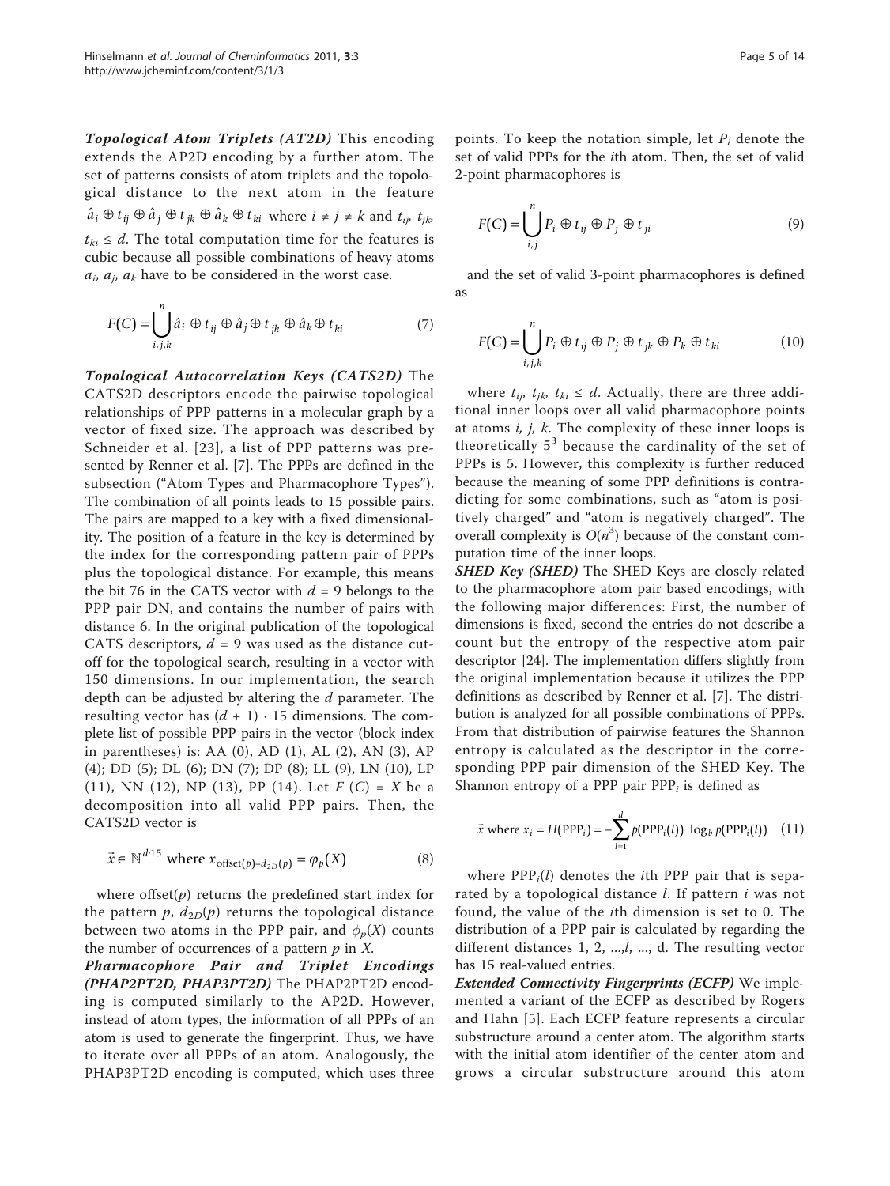***Topological Atom Triplets (AT2D)*** This encoding extends the AP2D encoding by a further atom. The set of patterns consists of atom triplets and the topological distance to the next atom in the feature $\hat{a}_i \oplus t_{ij} \oplus \hat{a}_j \oplus t_{jk} \oplus \hat{a}_k \oplus t_{ki}$ where $i \neq j \neq k$ and $t_{ij}$, $t_{jk}$, $t_{ki} \leq d$. The total computation time for the features is cubic because all possible combinations of heavy atoms $a_i$, $a_j$, $a_k$ have to be considered in the worst case.

$$F(C) = \bigcup_{i,j,k}^{n} \hat{a}_i \oplus t_{ij} \oplus \hat{a}_j \oplus t_{jk} \oplus \hat{a}_k \oplus t_{ki} \tag{7}$$

***Topological Autocorrelation Keys (CATS2D)*** The CATS2D descriptors encode the pairwise topological relationships of PPP patterns in a molecular graph by a vector of fixed size. The approach was described by Schneider et al. [23], a list of PPP patterns was presented by Renner et al. [7]. The PPPs are defined in the subsection ("Atom Types and Pharmacophore Types"). The combination of all points leads to 15 possible pairs. The pairs are mapped to a key with a fixed dimensionality. The position of a feature in the key is determined by the index for the corresponding pattern pair of PPPs plus the topological distance. For example, this means the bit 76 in the CATS vector with $d = 9$ belongs to the PPP pair DN, and contains the number of pairs with distance 6. In the original publication of the topological CATS descriptors, $d = 9$ was used as the distance cutoff for the topological search, resulting in a vector with 150 dimensions. In our implementation, the search depth can be adjusted by altering the $d$ parameter. The resulting vector has $(d + 1) \cdot 15$ dimensions. The complete list of possible PPP pairs in the vector (block index in parentheses) is: AA (0), AD (1), AL (2), AN (3), AP (4); DD (5); DL (6); DN (7); DP (8); LL (9), LN (10), LP (11), NN (12), NP (13), PP (14). Let $F(C) = X$ be a decomposition into all valid PPP pairs. Then, the CATS2D vector is

$$\vec{x} \in \mathbb{N}^{d \cdot 15} \text{ where } x_{\text{offset}(p)+d_{2D}(p)} = \varphi_p(X) \tag{8}$$

where offset($p$) returns the predefined start index for the pattern $p$, $d_{2D}(p)$ returns the topological distance between two atoms in the PPP pair, and $\phi_p(X)$ counts the number of occurrences of a pattern $p$ in $X$.

***Pharmacophore Pair and Triplet Encodings (PHAP2PT2D, PHAP3PT2D)*** The PHAP2PT2D encoding is computed similarly to the AP2D. However, instead of atom types, the information of all PPPs of an atom is used to generate the fingerprint. Thus, we have to iterate over all PPPs of an atom. Analogously, the PHAP3PT2D encoding is computed, which uses three points. To keep the notation simple, let $P_i$ denote the set of valid PPPs for the $i$th atom. Then, the set of valid 2-point pharmacophores is

$$F(C) = \bigcup_{i,j}^{n} P_i \oplus t_{ij} \oplus P_j \oplus t_{ji} \tag{9}$$

and the set of valid 3-point pharmacophores is defined as

$$F(C) = \bigcup_{i,j,k}^{n} P_i \oplus t_{ij} \oplus P_j \oplus t_{jk} \oplus P_k \oplus t_{ki} \tag{10}$$

where $t_{ij}$, $t_{jk}$, $t_{ki} \leq d$. Actually, there are three additional inner loops over all valid pharmacophore points at atoms $i$, $j$, $k$. The complexity of these inner loops is theoretically $5^3$ because the cardinality of the set of PPPs is 5. However, this complexity is further reduced because the meaning of some PPP definitions is contradicting for some combinations, such as "atom is positively charged" and "atom is negatively charged". The overall complexity is $O(n^3)$ because of the constant computation time of the inner loops.

***SHED Key (SHED)*** The SHED Keys are closely related to the pharmacophore atom pair based encodings, with the following major differences: First, the number of dimensions is fixed, second the entries do not describe a count but the entropy of the respective atom pair descriptor [24]. The implementation differs slightly from the original implementation because it utilizes the PPP definitions as described by Renner et al. [7]. The distribution is analyzed for all possible combinations of PPPs. From that distribution of pairwise features the Shannon entropy is calculated as the descriptor in the corresponding PPP pair dimension of the SHED Key. The Shannon entropy of a PPP pair $\text{PPP}_i$ is defined as

$$\vec{x} \text{ where } x_i = H(\text{PPP}_i) = -\sum_{l=1}^{d} p(\text{PPP}_i(l)) \log_b p(\text{PPP}_i(l)) \tag{11}$$

where $\text{PPP}_i(l)$ denotes the $i$th PPP pair that is separated by a topological distance $l$. If pattern $i$ was not found, the value of the $i$th dimension is set to 0. The distribution of a PPP pair is calculated by regarding the different distances 1, 2, ...,$l$, ..., d. The resulting vector has 15 real-valued entries.

***Extended Connectivity Fingerprints (ECFP)*** We implemented a variant of the ECFP as described by Rogers and Hahn [5]. Each ECFP feature represents a circular substructure around a center atom. The algorithm starts with the initial atom identifier of the center atom and grows a circular substructure around this atom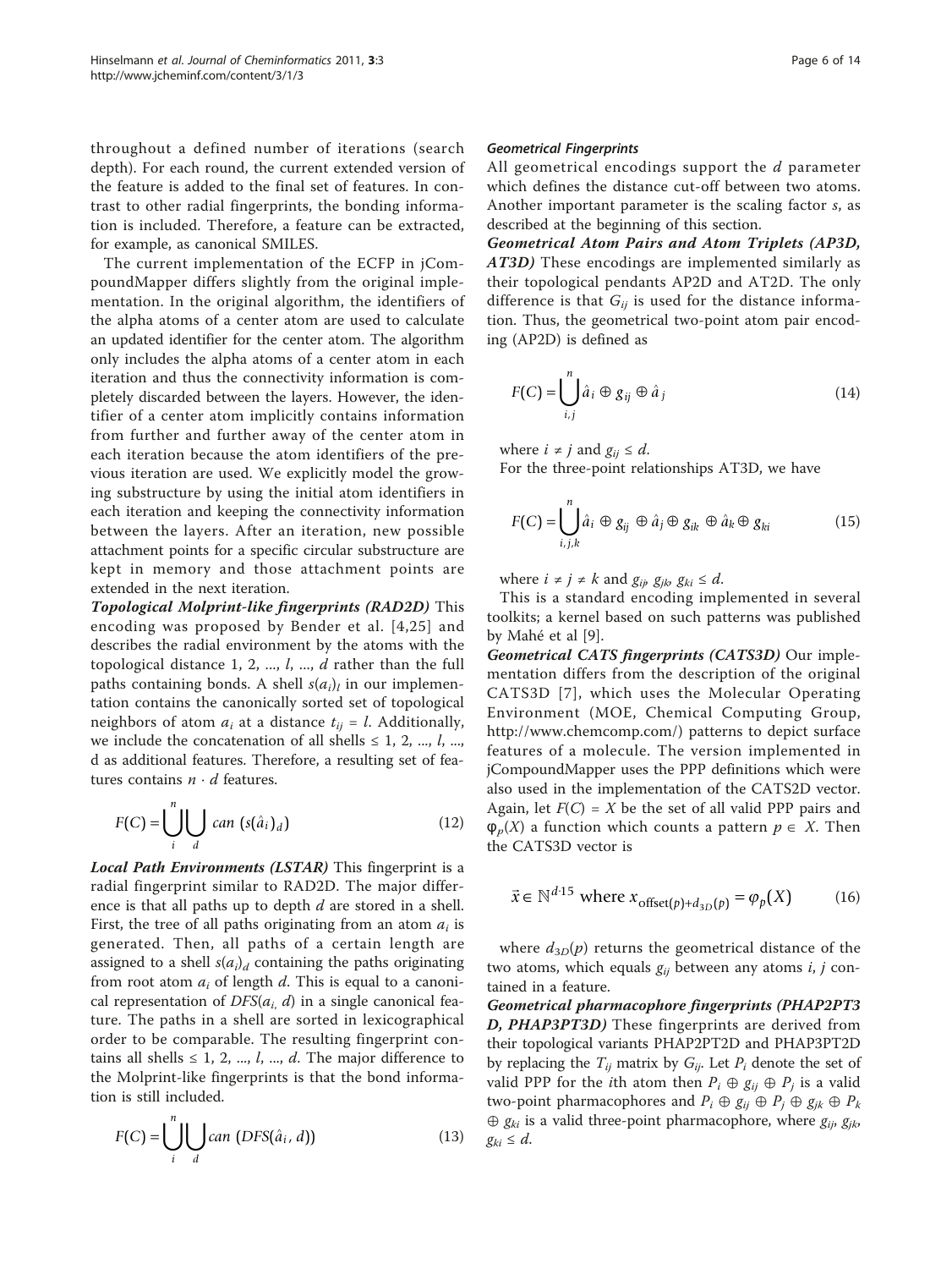throughout a defined number of iterations (search depth). For each round, the current extended version of the feature is added to the final set of features. In contrast to other radial fingerprints, the bonding information is included. Therefore, a feature can be extracted, for example, as canonical SMILES.

The current implementation of the ECFP in jCompoundMapper differs slightly from the original implementation. In the original algorithm, the identifiers of the alpha atoms of a center atom are used to calculate an updated identifier for the center atom. The algorithm only includes the alpha atoms of a center atom in each iteration and thus the connectivity information is completely discarded between the layers. However, the identifier of a center atom implicitly contains information from further and further away of the center atom in each iteration because the atom identifiers of the previous iteration are used. We explicitly model the growing substructure by using the initial atom identifiers in each iteration and keeping the connectivity information between the layers. After an iteration, new possible attachment points for a specific circular substructure are kept in memory and those attachment points are extended in the next iteration.

***Topological Molprint-like fingerprints (RAD2D)*** This encoding was proposed by Bender et al. [4,25] and describes the radial environment by the atoms with the topological distance 1, 2, ..., $l$, ..., $d$ rather than the full paths containing bonds. A shell $s(a_i)_l$ in our implementation contains the canonically sorted set of topological neighbors of atom $a_i$ at a distance $t_{ij} = l$. Additionally, we include the concatenation of all shells ≤ 1, 2, ..., $l$, ..., d as additional features. Therefore, a resulting set of features contains $n \cdot d$ features.

$$F(C) = \bigcup_{i}^{n} \bigcup_{d} can\ (s(\hat{a}_i)_d) \tag{12}$$

***Local Path Environments (LSTAR)*** This fingerprint is a radial fingerprint similar to RAD2D. The major difference is that all paths up to depth $d$ are stored in a shell. First, the tree of all paths originating from an atom $a_i$ is generated. Then, all paths of a certain length are assigned to a shell $s(a_i)_d$ containing the paths originating from root atom $a_i$ of length $d$. This is equal to a canonical representation of $DFS(a_i, d)$ in a single canonical feature. The paths in a shell are sorted in lexicographical order to be comparable. The resulting fingerprint contains all shells ≤ 1, 2, ..., $l$, ..., $d$. The major difference to the Molprint-like fingerprints is that the bond information is still included.

$$F(C) = \bigcup_{i}^{n} \bigcup_{d} can\ (DFS(\hat{a}_i, d)) \tag{13}$$

***Geometrical Fingerprints***

All geometrical encodings support the $d$ parameter which defines the distance cut-off between two atoms. Another important parameter is the scaling factor $s$, as described at the beginning of this section.

***Geometrical Atom Pairs and Atom Triplets (AP3D, AT3D)*** These encodings are implemented similarly as their topological pendants AP2D and AT2D. The only difference is that $G_{ij}$ is used for the distance information. Thus, the geometrical two-point atom pair encoding (AP2D) is defined as

$$F(C) = \bigcup_{i,j}^{n} \hat{a}_i \oplus g_{ij} \oplus \hat{a}_j \tag{14}$$

where $i \neq j$ and $g_{ij} \leq d$.

For the three-point relationships AT3D, we have

$$F(C) = \bigcup_{i,j,k}^{n} \hat{a}_i \oplus g_{ij} \oplus \hat{a}_j \oplus g_{ik} \oplus \hat{a}_k \oplus g_{ki} \tag{15}$$

where $i \neq j \neq k$ and $g_{ij}, g_{jk}, g_{ki} \leq d$.

This is a standard encoding implemented in several toolkits; a kernel based on such patterns was published by Mahé et al [9].

***Geometrical CATS fingerprints (CATS3D)*** Our implementation differs from the description of the original CATS3D [7], which uses the Molecular Operating Environment (MOE, Chemical Computing Group, http://www.chemcomp.com/) patterns to depict surface features of a molecule. The version implemented in jCompoundMapper uses the PPP definitions which were also used in the implementation of the CATS2D vector. Again, let $F(C) = X$ be the set of all valid PPP pairs and $\varphi_p(X)$ a function which counts a pattern $p \in X$. Then the CATS3D vector is

$$\vec{x} \in \mathbb{N}^{d \cdot 15} \text{ where } x_{\text{offset}(p)+d_{3D}(p)} = \varphi_p(X) \tag{16}$$

where $d_{3D}(p)$ returns the geometrical distance of the two atoms, which equals $g_{ij}$ between any atoms $i$, $j$ contained in a feature.

***Geometrical pharmacophore fingerprints (PHAP2PT3D, PHAP3PT3D)*** These fingerprints are derived from their topological variants PHAP2PT2D and PHAP3PT2D by replacing the $T_{ij}$ matrix by $G_{ij}$. Let $P_i$ denote the set of valid PPP for the $i$th atom then $P_i \oplus g_{ij} \oplus P_j$ is a valid two-point pharmacophores and $P_i \oplus g_{ij} \oplus P_j \oplus g_{jk} \oplus P_k \oplus g_{ki}$ is a valid three-point pharmacophore, where $g_{ij}$, $g_{jk}$, $g_{ki} \leq d$.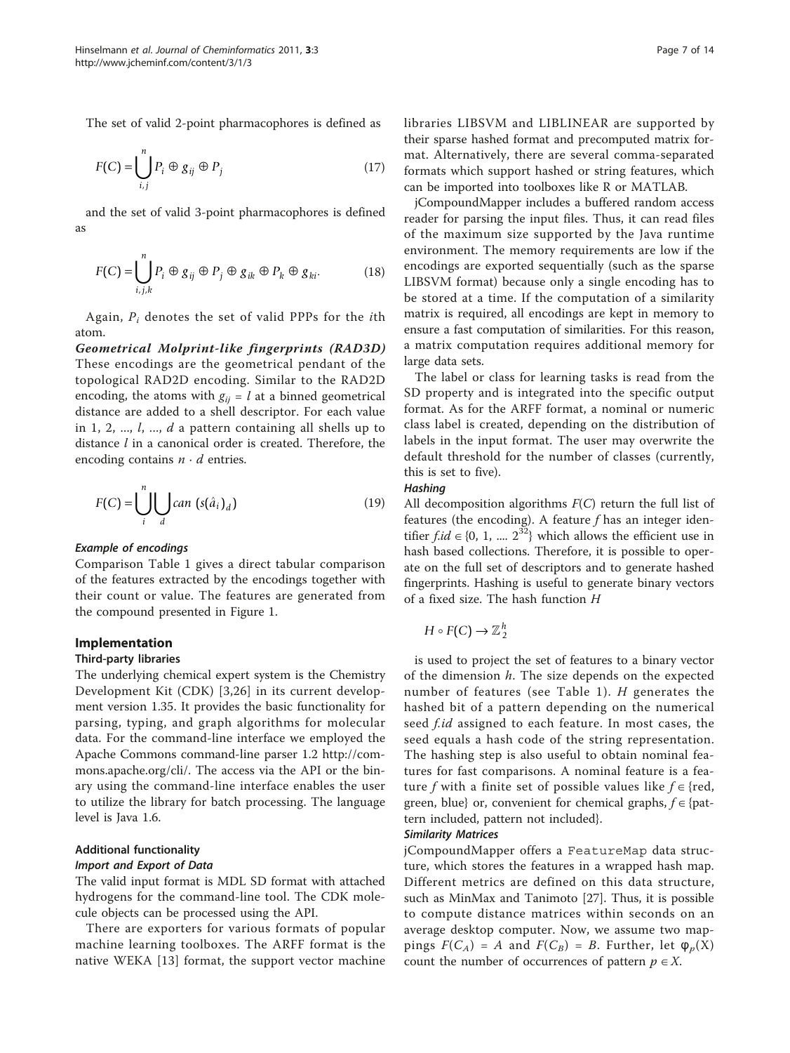The set of valid 2-point pharmacophores is defined as

$$F(C) = \bigcup_{i,j}^{n} P_i \oplus g_{ij} \oplus P_j \tag{17}$$

and the set of valid 3-point pharmacophores is defined as

$$F(C) = \bigcup_{i,j,k}^{n} P_i \oplus g_{ij} \oplus P_j \oplus g_{ik} \oplus P_k \oplus g_{ki}. \tag{18}$$

Again, $P_i$ denotes the set of valid PPPs for the $i$th atom.

***Geometrical Molprint-like fingerprints (RAD3D)*** These encodings are the geometrical pendant of the topological RAD2D encoding. Similar to the RAD2D encoding, the atoms with $g_{ij} = l$ at a binned geometrical distance are added to a shell descriptor. For each value in 1, 2, ..., $l$, ..., $d$ a pattern containing all shells up to distance $l$ in a canonical order is created. Therefore, the encoding contains $n \cdot d$ entries.

$$F(C) = \bigcup_{i}^{n} \bigcup_{d} can\ (s(\hat{a}_i)_d) \tag{19}$$

#### *Example of encodings*

Comparison Table 1 gives a direct tabular comparison of the features extracted by the encodings together with their count or value. The features are generated from the compound presented in Figure 1.

## Implementation

### Third-party libraries

The underlying chemical expert system is the Chemistry Development Kit (CDK) [3,26] in its current development version 1.35. It provides the basic functionality for parsing, typing, and graph algorithms for molecular data. For the command-line interface we employed the Apache Commons command-line parser 1.2 http://commons.apache.org/cli/. The access via the API or the binary using the command-line interface enables the user to utilize the library for batch processing. The language level is Java 1.6.

### Additional functionality

#### *Import and Export of Data*

The valid input format is MDL SD format with attached hydrogens for the command-line tool. The CDK molecule objects can be processed using the API.

There are exporters for various formats of popular machine learning toolboxes. The ARFF format is the native WEKA [13] format, the support vector machine libraries LIBSVM and LIBLINEAR are supported by their sparse hashed format and precomputed matrix format. Alternatively, there are several comma-separated formats which support hashed or string features, which can be imported into toolboxes like R or MATLAB.

jCompoundMapper includes a buffered random access reader for parsing the input files. Thus, it can read files of the maximum size supported by the Java runtime environment. The memory requirements are low if the encodings are exported sequentially (such as the sparse LIBSVM format) because only a single encoding has to be stored at a time. If the computation of a similarity matrix is required, all encodings are kept in memory to ensure a fast computation of similarities. For this reason, a matrix computation requires additional memory for large data sets.

The label or class for learning tasks is read from the SD property and is integrated into the specific output format. As for the ARFF format, a nominal or numeric class label is created, depending on the distribution of labels in the input format. The user may overwrite the default threshold for the number of classes (currently, this is set to five).

#### *Hashing*

All decomposition algorithms $F(C)$ return the full list of features (the encoding). A feature $f$ has an integer identifier $f.id \in \{0, 1, ...., 2^{32}\}$ which allows the efficient use in hash based collections. Therefore, it is possible to operate on the full set of descriptors and to generate hashed fingerprints. Hashing is useful to generate binary vectors of a fixed size. The hash function $H$

$$H \circ F(C) \rightarrow \mathbb{Z}_2^h$$

is used to project the set of features to a binary vector of the dimension $h$. The size depends on the expected number of features (see Table 1). $H$ generates the hashed bit of a pattern depending on the numerical seed $f.id$ assigned to each feature. In most cases, the seed equals a hash code of the string representation. The hashing step is also useful to obtain nominal features for fast comparisons. A nominal feature is a feature $f$ with a finite set of possible values like $f \in$ {red, green, blue} or, convenient for chemical graphs, $f \in$ {pattern included, pattern not included}.

#### *Similarity Matrices*

jCompoundMapper offers a `FeatureMap` data structure, which stores the features in a wrapped hash map. Different metrics are defined on this data structure, such as MinMax and Tanimoto [27]. Thus, it is possible to compute distance matrices within seconds on an average desktop computer. Now, we assume two mappings $F(C_A) = A$ and $F(C_B) = B$. Further, let $\varphi_p(X)$ count the number of occurrences of pattern $p \in X$.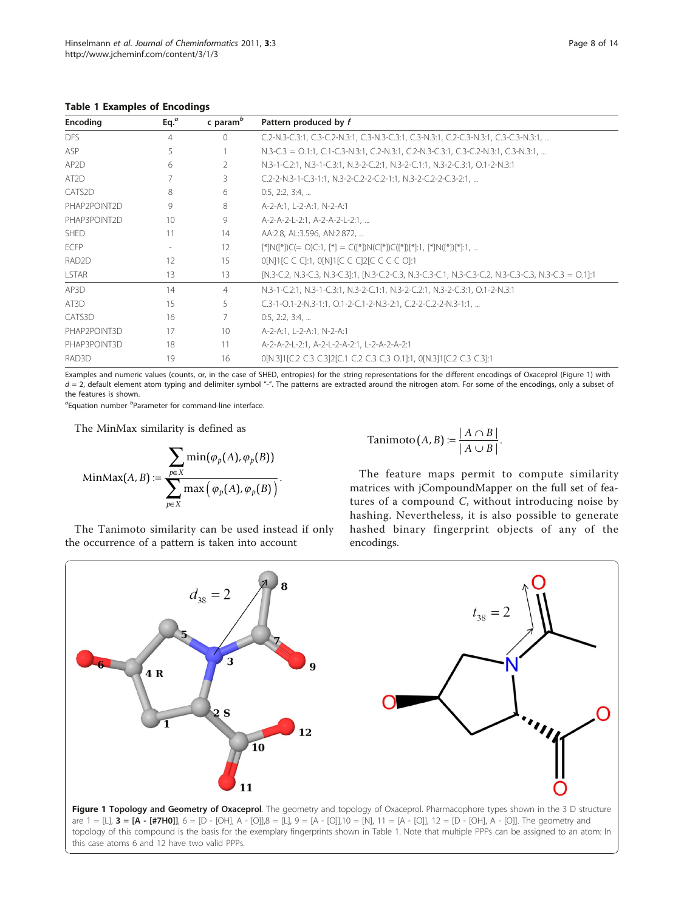**Table 1 Examples of Encodings**

| Encoding | Eq.[a] | c param[b] | Pattern produced by f |
|---|---|---|---|
| DFS | 4 | 0 | C.2-N.3-C.3:1, C.3-C.2-N.3:1, C.3-N.3-C.3:1, C.3-N.3:1, C.2-C.3-N.3:1, C.3-C.3-N.3:1, ... |
| ASP | 5 | 1 | N.3-C.3 = O.1:1, C.1-C.3-N.3:1, C.2-N.3:1, C.2-N.3-C.3:1, C.3-C.2-N.3:1, C.3-N.3:1, ... |
| AP2D | 6 | 2 | N.3-1-C.2:1, N.3-1-C.3:1, N.3-2-C.2:1, N.3-2-C.1:1, N.3-2-C.3:1, O.1-2-N.3:1 |
| AT2D | 7 | 3 | C.2-2-N.3-1-C.3-1:1, N.3-2-C.2-2-C.2-1:1, N.3-2-C.2-2-C.3-2:1, ... |
| CATS2D | 8 | 6 | 0:5, 2:2, 3:4, ... |
| PHAP2POINT2D | 9 | 8 | A-2-A:1, L-2-A:1, N-2-A:1 |
| PHAP3POINT2D | 10 | 9 | A-2-A-2-L-2:1, A-2-A-2-L-2:1, ... |
| SHED | 11 | 14 | AA:2.8, AL:3.596, AN:2.872, ... |
| ECFP | - | 12 | [*]N([*])C(= O)C:1, [*] = C([*])N(C[*])C([*])[*]:1, [*]N([*])[*]:1, ... |
| RAD2D | 12 | 15 | 0[N]1[C C C]:1, 0[N]1[C C C]2[C C C C O]:1 |
| LSTAR | 13 | 13 | [N.3-C.2, N.3-C.3, N.3-C.3]:1, [N.3-C.2-C.3, N.3-C.3-C.1, N.3-C.3-C.2, N.3-C.3-C.3, N.3-C.3 = O.1]:1 |
| AP3D | 14 | 4 | N.3-1-C.2:1, N.3-1-C.3:1, N.3-2-C.1:1, N.3-2-C.2:1, N.3-2-C.3:1, O.1-2-N.3:1 |
| AT3D | 15 | 5 | C.3-1-O.1-2-N.3-1:1, O.1-2-C.1-2-N.3-2:1, C.2-2-C.2-2-N.3-1:1, ... |
| CATS3D | 16 | 7 | 0:5, 2:2, 3:4, ... |
| PHAP2POINT3D | 17 | 10 | A-2-A:1, L-2-A:1, N-2-A:1 |
| PHAP3POINT3D | 18 | 11 | A-2-A-2-L-2:1, A-2-L-2-A-2:1, L-2-A-2-A-2:1 |
| RAD3D | 19 | 16 | 0[N.3]1[C.2 C.3 C.3]2[C.1 C.2 C.3 C.3 O.1]:1, 0[N.3]1[C.2 C.3 C.3]:1 |

Examples and numeric values (counts, or, in the case of SHED, entropies) for the string representations for the different encodings of Oxaceprol (Figure 1) with $d = 2$, default element atom typing and delimiter symbol "-". The patterns are extracted around the nitrogen atom. For some of the encodings, only a subset of the features is shown.

[a]Equation number [b]Parameter for command-line interface.

The MinMax similarity is defined as

$$\text{MinMax}(A,B) := \frac{\sum_{p \in X} \min(\varphi_p(A), \varphi_p(B))}{\sum_{p \in X} \max(\varphi_p(A), \varphi_p(B))}.$$

The Tanimoto similarity can be used instead if only the occurrence of a pattern is taken into account

$$\text{Tanimoto}(A,B) := \frac{|A \cap B|}{|A \cup B|}.$$

The feature maps permit to compute similarity matrices with jCompoundMapper on the full set of features of a compound $C$, without introducing noise by hashing. Nevertheless, it is also possible to generate hashed binary fingerprint objects of any of the encodings.

**Figure 1 Topology and Geometry of Oxaceprol**. The geometry and topology of Oxaceprol. Pharmacophore types shown in the 3 D structure are 1 = [L], **3 = [A - [#7H0]]**, 6 = [D - [OH], A - [O]],8 = [L], 9 = [A - [O]],10 = [N], 11 = [A - [O]], 12 = [D - [OH], A - [O]]. The geometry and topology of this compound is the basis for the exemplary fingerprints shown in Table 1. Note that multiple PPPs can be assigned to an atom: In this case atoms 6 and 12 have two valid PPPs.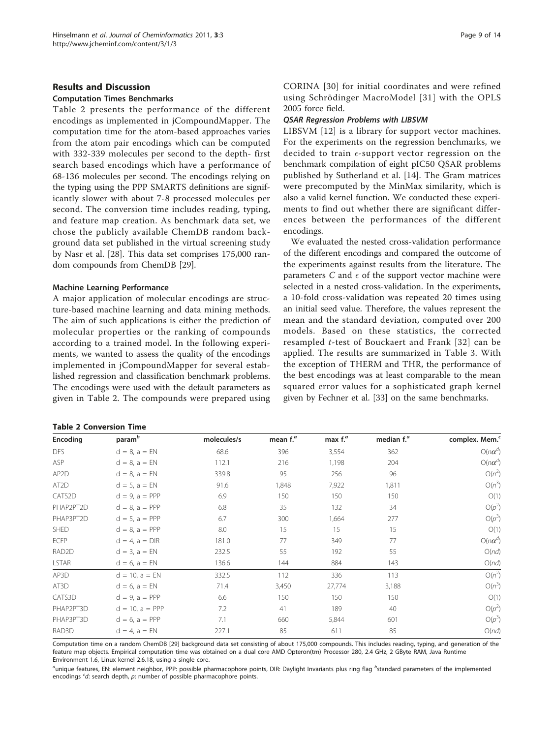## Results and Discussion

### Computation Times Benchmarks

Table 2 presents the performance of the different encodings as implemented in jCompoundMapper. The computation time for the atom-based approaches varies from the atom pair encodings which can be computed with 332-339 molecules per second to the depth- first search based encodings which have a performance of 68-136 molecules per second. The encodings relying on the typing using the PPP SMARTS definitions are significantly slower with about 7-8 processed molecules per second. The conversion time includes reading, typing, and feature map creation. As benchmark data set, we chose the publicly available ChemDB random background data set published in the virtual screening study by Nasr et al. [28]. This data set comprises 175,000 random compounds from ChemDB [29].

### Machine Learning Performance

A major application of molecular encodings are structure-based machine learning and data mining methods. The aim of such applications is either the prediction of molecular properties or the ranking of compounds according to a trained model. In the following experiments, we wanted to assess the quality of the encodings implemented in jCompoundMapper for several established regression and classification benchmark problems. The encodings were used with the default parameters as given in Table 2. The compounds were prepared using CORINA [30] for initial coordinates and were refined using Schrödinger MacroModel [31] with the OPLS 2005 force field.

#### QSAR Regression Problems with LIBSVM

LIBSVM [12] is a library for support vector machines. For the experiments on the regression benchmarks, we decided to train $\epsilon$-support vector regression on the benchmark compilation of eight pIC50 QSAR problems published by Sutherland et al. [14]. The Gram matrices were precomputed by the MinMax similarity, which is also a valid kernel function. We conducted these experiments to find out whether there are significant differences between the performances of the different encodings.

We evaluated the nested cross-validation performance of the different encodings and compared the outcome of the experiments against results from the literature. The parameters $C$ and $\epsilon$ of the support vector machine were selected in a nested cross-validation. In the experiments, a 10-fold cross-validation was repeated 20 times using an initial seed value. Therefore, the values represent the mean and the standard deviation, computed over 200 models. Based on these statistics, the corrected resampled $t$-test of Bouckaert and Frank [32] can be applied. The results are summarized in Table 3. With the exception of THERM and THR, the performance of the best encodings was at least comparable to the mean squared error values for a sophisticated graph kernel given by Fechner et al. [33] on the same benchmarks.

**Table 2 Conversion Time**

| Encoding | param[b] | molecules/s | mean f.[a] | max f.[a] | median f.[a] | complex. Mem.[c] |
|---|---|---|---|---|---|---|
| DFS | d = 8, a = EN | 68.6 | 396 | 3,554 | 362 | $O(n\alpha^d)$ |
| ASP | d = 8, a = EN | 112.1 | 216 | 1,198 | 204 | $O(n\alpha^d)$ |
| AP2D | d = 8, a = EN | 339.8 | 95 | 256 | 96 | $O(n^2)$ |
| AT2D | d = 5, a = EN | 91.6 | 1,848 | 7,922 | 1,811 | $O(n^3)$ |
| CATS2D | d = 9, a = PPP | 6.9 | 150 | 150 | 150 | $O(1)$ |
| PHAP2PT2D | d = 8, a = PPP | 6.8 | 35 | 132 | 34 | $O(p^2)$ |
| PHAP3PT2D | d = 5, a = PPP | 6.7 | 300 | 1,664 | 277 | $O(p^3)$ |
| SHED | d = 8, a = PPP | 8.0 | 15 | 15 | 15 | $O(1)$ |
| ECFP | d = 4, a = DIR | 181.0 | 77 | 349 | 77 | $O(n\alpha^d)$ |
| RAD2D | d = 3, a = EN | 232.5 | 55 | 192 | 55 | $O(nd)$ |
| LSTAR | d = 6, a = EN | 136.6 | 144 | 884 | 143 | $O(nd)$ |
| AP3D | d = 10, a = EN | 332.5 | 112 | 336 | 113 | $O(n^2)$ |
| AT3D | d = 6, a = EN | 71.4 | 3,450 | 27,774 | 3,188 | $O(n^3)$ |
| CATS3D | d = 9, a = PPP | 6.6 | 150 | 150 | 150 | $O(1)$ |
| PHAP2PT3D | d = 10, a = PPP | 7.2 | 41 | 189 | 40 | $O(p^2)$ |
| PHAP3PT3D | d = 6, a = PPP | 7.1 | 660 | 5,844 | 601 | $O(p^3)$ |
| RAD3D | d = 4, a = EN | 227.1 | 85 | 611 | 85 | $O(nd)$ |

Computation time on a random ChemDB [29] background data set consisting of about 175,000 compounds. This includes reading, typing, and generation of the feature map objects. Empirical computation time was obtained on a dual core AMD Opteron(tm) Processor 280, 2.4 GHz, 2 GByte RAM, Java Runtime Environment 1.6, Linux kernel 2.6.18, using a single core.

[a]unique features, EN: element neighbor, PPP: possible pharmacophore points, DIR: Daylight Invariants plus ring flag [b]standard parameters of the implemented encodings [c]$d$: search depth, $p$: number of possible pharmacophore points.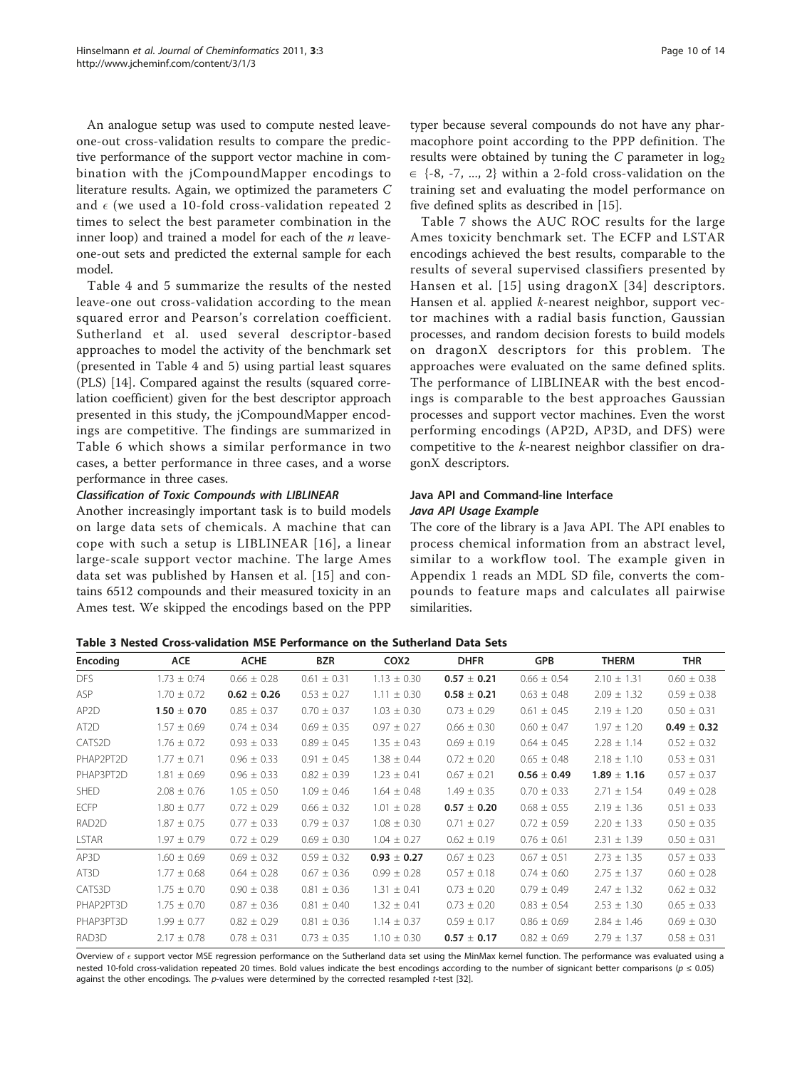An analogue setup was used to compute nested leave-one-out cross-validation results to compare the predictive performance of the support vector machine in combination with the jCompoundMapper encodings to literature results. Again, we optimized the parameters $C$ and $\epsilon$ (we used a 10-fold cross-validation repeated 2 times to select the best parameter combination in the inner loop) and trained a model for each of the $n$ leave-one-out sets and predicted the external sample for each model.

Table 4 and 5 summarize the results of the nested leave-one out cross-validation according to the mean squared error and Pearson's correlation coefficient. Sutherland et al. used several descriptor-based approaches to model the activity of the benchmark set (presented in Table 4 and 5) using partial least squares (PLS) [14]. Compared against the results (squared correlation coefficient) given for the best descriptor approach presented in this study, the jCompoundMapper encodings are competitive. The findings are summarized in Table 6 which shows a similar performance in two cases, a better performance in three cases, and a worse performance in three cases.

#### *Classification of Toxic Compounds with LIBLINEAR*

Another increasingly important task is to build models on large data sets of chemicals. A machine that can cope with such a setup is LIBLINEAR [16], a linear large-scale support vector machine. The large Ames data set was published by Hansen et al. [15] and contains 6512 compounds and their measured toxicity in an Ames test. We skipped the encodings based on the PPP typer because several compounds do not have any pharmacophore point according to the PPP definition. The results were obtained by tuning the $C$ parameter in $\log_2 \in \{-8, -7, ..., 2\}$ within a 2-fold cross-validation on the training set and evaluating the model performance on five defined splits as described in [15].

Table 7 shows the AUC ROC results for the large Ames toxicity benchmark set. The ECFP and LSTAR encodings achieved the best results, comparable to the results of several supervised classifiers presented by Hansen et al. [15] using dragonX [34] descriptors. Hansen et al. applied $k$-nearest neighbor, support vector machines with a radial basis function, Gaussian processes, and random decision forests to build models on dragonX descriptors for this problem. The approaches were evaluated on the same defined splits. The performance of LIBLINEAR with the best encodings is comparable to the best approaches Gaussian processes and support vector machines. Even the worst performing encodings (AP2D, AP3D, and DFS) were competitive to the $k$-nearest neighbor classifier on dragonX descriptors.

### Java API and Command-line Interface

#### *Java API Usage Example*

The core of the library is a Java API. The API enables to process chemical information from an abstract level, similar to a workflow tool. The example given in Appendix 1 reads an MDL SD file, converts the compounds to feature maps and calculates all pairwise similarities.

**Table 3 Nested Cross-validation MSE Performance on the Sutherland Data Sets**

| Encoding | ACE | ACHE | BZR | COX2 | DHFR | GPB | THERM | THR |
|---|---|---|---|---|---|---|---|---|
| DFS | 1.73 ± 0.74 | 0.66 ± 0.28 | 0.61 ± 0.31 | 1.13 ± 0.30 | **0.57 ± 0.21** | 0.66 ± 0.54 | 2.10 ± 1.31 | 0.60 ± 0.38 |
| ASP | 1.70 ± 0.72 | **0.62 ± 0.26** | 0.53 ± 0.27 | 1.11 ± 0.30 | **0.58 ± 0.21** | 0.63 ± 0.48 | 2.09 ± 1.32 | 0.59 ± 0.38 |
| AP2D | **1.50 ± 0.70** | 0.85 ± 0.37 | 0.70 ± 0.37 | 1.03 ± 0.30 | 0.73 ± 0.29 | 0.61 ± 0.45 | 2.19 ± 1.20 | 0.50 ± 0.31 |
| AT2D | 1.57 ± 0.69 | 0.74 ± 0.34 | 0.69 ± 0.35 | 0.97 ± 0.27 | 0.66 ± 0.30 | 0.60 ± 0.47 | 1.97 ± 1.20 | **0.49 ± 0.32** |
| CATS2D | 1.76 ± 0.72 | 0.93 ± 0.33 | 0.89 ± 0.45 | 1.35 ± 0.43 | 0.69 ± 0.19 | 0.64 ± 0.45 | 2.28 ± 1.14 | 0.52 ± 0.32 |
| PHAP2PT2D | 1.77 ± 0.71 | 0.96 ± 0.33 | 0.91 ± 0.45 | 1.38 ± 0.44 | 0.72 ± 0.20 | 0.65 ± 0.48 | 2.18 ± 1.10 | 0.53 ± 0.31 |
| PHAP3PT2D | 1.81 ± 0.69 | 0.96 ± 0.33 | 0.82 ± 0.39 | 1.23 ± 0.41 | 0.67 ± 0.21 | **0.56 ± 0.49** | **1.89 ± 1.16** | 0.57 ± 0.37 |
| SHED | 2.08 ± 0.76 | 1.05 ± 0.50 | 1.09 ± 0.46 | 1.64 ± 0.48 | 1.49 ± 0.35 | 0.70 ± 0.33 | 2.71 ± 1.54 | 0.49 ± 0.28 |
| ECFP | 1.80 ± 0.77 | 0.72 ± 0.29 | 0.66 ± 0.32 | 1.01 ± 0.28 | **0.57 ± 0.20** | 0.68 ± 0.55 | 2.19 ± 1.36 | 0.51 ± 0.33 |
| RAD2D | 1.87 ± 0.75 | 0.77 ± 0.33 | 0.79 ± 0.37 | 1.08 ± 0.30 | 0.71 ± 0.27 | 0.72 ± 0.59 | 2.20 ± 1.33 | 0.50 ± 0.35 |
| LSTAR | 1.97 ± 0.79 | 0.72 ± 0.29 | 0.69 ± 0.30 | 1.04 ± 0.27 | 0.62 ± 0.19 | 0.76 ± 0.61 | 2.31 ± 1.39 | 0.50 ± 0.31 |
| AP3D | 1.60 ± 0.69 | 0.69 ± 0.32 | 0.59 ± 0.32 | **0.93 ± 0.27** | 0.67 ± 0.23 | 0.67 ± 0.51 | 2.73 ± 1.35 | 0.57 ± 0.33 |
| AT3D | 1.77 ± 0.68 | 0.64 ± 0.28 | 0.67 ± 0.36 | 0.99 ± 0.28 | 0.57 ± 0.18 | 0.74 ± 0.60 | 2.75 ± 1.37 | 0.60 ± 0.28 |
| CATS3D | 1.75 ± 0.70 | 0.90 ± 0.38 | 0.81 ± 0.36 | 1.31 ± 0.41 | 0.73 ± 0.20 | 0.79 ± 0.49 | 2.47 ± 1.32 | 0.62 ± 0.32 |
| PHAP2PT3D | 1.75 ± 0.70 | 0.87 ± 0.36 | 0.81 ± 0.40 | 1.32 ± 0.41 | 0.73 ± 0.20 | 0.83 ± 0.54 | 2.53 ± 1.30 | 0.65 ± 0.33 |
| PHAP3PT3D | 1.99 ± 0.77 | 0.82 ± 0.29 | 0.81 ± 0.36 | 1.14 ± 0.37 | 0.59 ± 0.17 | 0.86 ± 0.69 | 2.84 ± 1.46 | 0.69 ± 0.30 |
| RAD3D | 2.17 ± 0.78 | 0.78 ± 0.31 | 0.73 ± 0.35 | 1.10 ± 0.30 | **0.57 ± 0.17** | 0.82 ± 0.69 | 2.79 ± 1.37 | 0.58 ± 0.31 |

Overview of $\epsilon$ support vector MSE regression performance on the Sutherland data set using the MinMax kernel function. The performance was evaluated using a nested 10-fold cross-validation repeated 20 times. Bold values indicate the best encodings according to the number of signicant better comparisons ($p \leq 0.05$) against the other encodings. The $p$-values were determined by the corrected resampled $t$-test [32].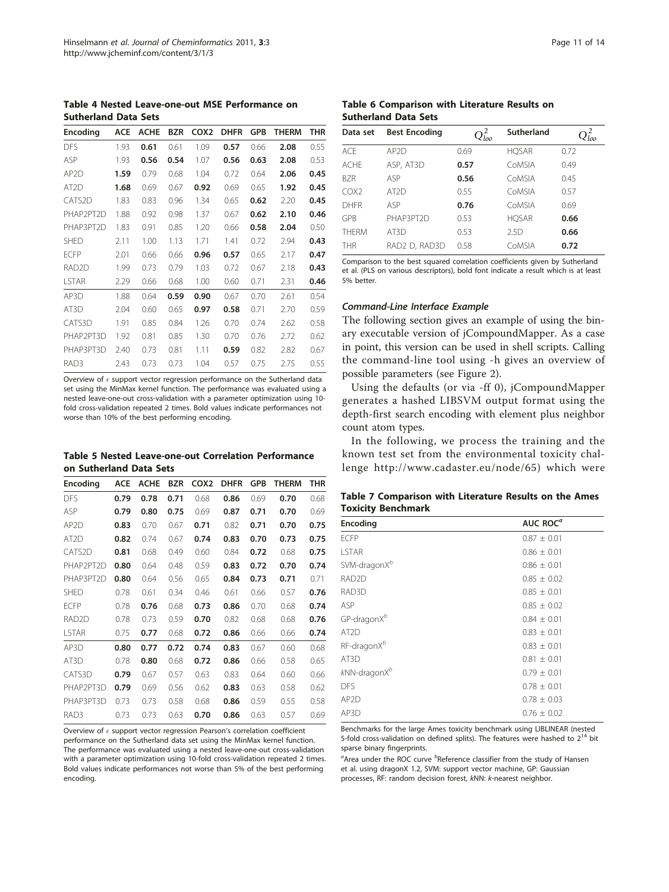**Table 4 Nested Leave-one-out MSE Performance on Sutherland Data Sets**

| Encoding | ACE | ACHE | BZR | COX2 | DHFR | GPB | THERM | THR |
|---|---|---|---|---|---|---|---|---|
| DFS | 1.93 | **0.61** | 0.61 | 1.09 | **0.57** | 0.66 | **2.08** | 0.55 |
| ASP | 1.93 | **0.56** | **0.54** | 1.07 | **0.56** | **0.63** | **2.08** | 0.53 |
| AP2D | **1.59** | 0.79 | 0.68 | 1.04 | 0.72 | 0.64 | **2.06** | **0.45** |
| AT2D | **1.68** | 0.69 | 0.67 | **0.92** | 0.69 | 0.65 | **1.92** | **0.45** |
| CATS2D | 1.83 | 0.83 | 0.96 | 1.34 | 0.65 | **0.62** | 2.20 | **0.45** |
| PHAP2PT2D | 1.88 | 0.92 | 0.98 | 1.37 | 0.67 | **0.62** | **2.10** | **0.46** |
| PHAP3PT2D | 1.83 | 0.91 | 0.85 | 1.20 | 0.66 | **0.58** | **2.04** | 0.50 |
| SHED | 2.11 | 1.00 | 1.13 | 1.71 | 1.41 | 0.72 | 2.94 | **0.43** |
| ECFP | 2.01 | 0.66 | 0.66 | **0.96** | **0.57** | 0.65 | 2.17 | **0.47** |
| RAD2D | 1.99 | 0.73 | 0.79 | 1.03 | 0.72 | 0.67 | 2.18 | **0.43** |
| LSTAR | 2.29 | 0.66 | 0.68 | 1.00 | 0.60 | 0.71 | 2.31 | **0.46** |
| AP3D | 1.88 | 0.64 | **0.59** | **0.90** | 0.67 | 0.70 | 2.61 | 0.54 |
| AT3D | 2.04 | 0.60 | 0.65 | **0.97** | **0.58** | 0.71 | 2.70 | 0.59 |
| CATS3D | 1.91 | 0.85 | 0.84 | 1.26 | 0.70 | 0.74 | 2.62 | 0.58 |
| PHAP2PT3D | 1.92 | 0.81 | 0.85 | 1.30 | 0.70 | 0.76 | 2.72 | 0.62 |
| PHAP3PT3D | 2.40 | 0.73 | 0.81 | 1.11 | **0.59** | 0.82 | 2.82 | 0.67 |
| RAD3 | 2.43 | 0.73 | 0.73 | 1.04 | 0.57 | 0.75 | 2.75 | 0.55 |

Overview of $\epsilon$ support vector regression performance on the Sutherland data set using the MinMax kernel function. The performance was evaluated using a nested leave-one-out cross-validation with a parameter optimization using 10-fold cross-validation repeated 2 times. Bold values indicate performances not worse than 10% of the best performing encoding.

**Table 5 Nested Leave-one-out Correlation Performance on Sutherland Data Sets**

| Encoding | ACE | ACHE | BZR | COX2 | DHFR | GPB | THERM | THR |
|---|---|---|---|---|---|---|---|---|
| DFS | **0.79** | **0.78** | **0.71** | 0.68 | **0.86** | 0.69 | **0.70** | 0.68 |
| ASP | **0.79** | **0.80** | **0.75** | 0.69 | **0.87** | **0.71** | **0.70** | 0.69 |
| AP2D | **0.83** | 0.70 | 0.67 | **0.71** | 0.82 | **0.71** | **0.70** | **0.75** |
| AT2D | **0.82** | 0.74 | 0.67 | **0.74** | **0.83** | **0.70** | **0.73** | **0.75** |
| CATS2D | **0.81** | 0.68 | 0.49 | 0.60 | 0.84 | **0.72** | 0.68 | **0.75** |
| PHAP2PT2D | **0.80** | 0.64 | 0.48 | 0.59 | **0.83** | **0.72** | **0.70** | **0.74** |
| PHAP3PT2D | **0.80** | 0.64 | 0.56 | 0.65 | **0.84** | **0.73** | **0.71** | 0.71 |
| SHED | 0.78 | 0.61 | 0.34 | 0.46 | 0.61 | 0.66 | 0.57 | **0.76** |
| ECFP | 0.78 | **0.76** | 0.68 | **0.73** | **0.86** | 0.70 | 0.68 | **0.74** |
| RAD2D | 0.78 | 0.73 | 0.59 | **0.70** | 0.82 | 0.68 | 0.68 | **0.76** |
| LSTAR | 0.75 | **0.77** | 0.68 | **0.72** | **0.86** | 0.66 | 0.66 | **0.74** |
| AP3D | **0.80** | **0.77** | **0.72** | **0.74** | **0.83** | 0.67 | 0.60 | 0.68 |
| AT3D | 0.78 | **0.80** | 0.68 | **0.72** | **0.86** | 0.66 | 0.58 | 0.65 |
| CATS3D | **0.79** | 0.67 | 0.57 | 0.63 | 0.83 | 0.64 | 0.60 | 0.66 |
| PHAP2PT3D | **0.79** | 0.69 | 0.56 | 0.62 | **0.83** | 0.63 | 0.58 | 0.62 |
| PHAP3PT3D | 0.73 | 0.73 | 0.58 | 0.68 | **0.86** | 0.59 | 0.55 | 0.58 |
| RAD3 | 0.73 | 0.73 | 0.63 | **0.70** | **0.86** | 0.63 | 0.57 | 0.69 |

Overview of $\epsilon$ support vector regression Pearson's correlation coefficient performance on the Sutherland data set using the MinMax kernel function. The performance was evaluated using a nested leave-one-out cross-validation with a parameter optimization using 10-fold cross-validation repeated 2 times. Bold values indicate performances not worse than 5% of the best performing encoding.

**Table 6 Comparison with Literature Results on Sutherland Data Sets**

| Data set | Best Encoding | $Q^2_{loo}$ | Sutherland | $Q^2_{loo}$ |
|---|---|---|---|---|
| ACE | AP2D | 0.69 | HQSAR | 0.72 |
| ACHE | ASP, AT3D | **0.57** | CoMSIA | 0.49 |
| BZR | ASP | **0.56** | CoMSIA | 0.45 |
| COX2 | AT2D | 0.55 | CoMSIA | 0.57 |
| DHFR | ASP | **0.76** | CoMSIA | 0.69 |
| GPB | PHAP3PT2D | 0.53 | HQSAR | **0.66** |
| THERM | AT3D | 0.53 | 2.5D | **0.66** |
| THR | RAD2 D, RAD3D | 0.58 | CoMSIA | **0.72** |

Comparison to the best squared correlation coefficients given by Sutherland et al. (PLS on various descriptors), bold font indicate a result which is at least 5% better.

### *Command-Line Interface Example*

The following section gives an example of using the binary executable version of jCompoundMapper. As a case in point, this version can be used in shell scripts. Calling the command-line tool using -h gives an overview of possible parameters (see Figure 2).

Using the defaults (or via -ff 0), jCompoundMapper generates a hashed LIBSVM output format using the depth-first search encoding with element plus neighbor count atom types.

In the following, we process the training and the known test set from the environmental toxicity challenge http://www.cadaster.eu/node/65) which were

**Table 7 Comparison with Literature Results on the Ames Toxicity Benchmark**

| Encoding | AUC ROC[a] |
|---|---|
| ECFP | 0.87 ± 0.01 |
| LSTAR | 0.86 ± 0.01 |
| SVM-dragonX[b] | 0.86 ± 0.01 |
| RAD2D | 0.85 ± 0.02 |
| RAD3D | 0.85 ± 0.01 |
| ASP | 0.85 ± 0.02 |
| GP-dragonX[b] | 0.84 ± 0.01 |
| AT2D | 0.83 ± 0.01 |
| RF-dragonX[b] | 0.83 ± 0.01 |
| AT3D | 0.81 ± 0.01 |
| *k*NN-dragonX[b] | 0.79 ± 0.01 |
| DFS | 0.78 ± 0.01 |
| AP2D | 0.78 ± 0.03 |
| AP3D | 0.76 ± 0.02 |

Benchmarks for the large Ames toxicity benchmark using LIBLINEAR (nested 5-fold cross-validation on defined splits). The features were hashed to $2^{14}$ bit sparse binary fingerprints.

[a]Area under the ROC curve [b]Reference classifier from the study of Hansen et al. using dragonX 1.2, SVM: support vector machine, GP: Gaussian processes, RF: random decision forest, *k*NN: *k*-nearest neighbor.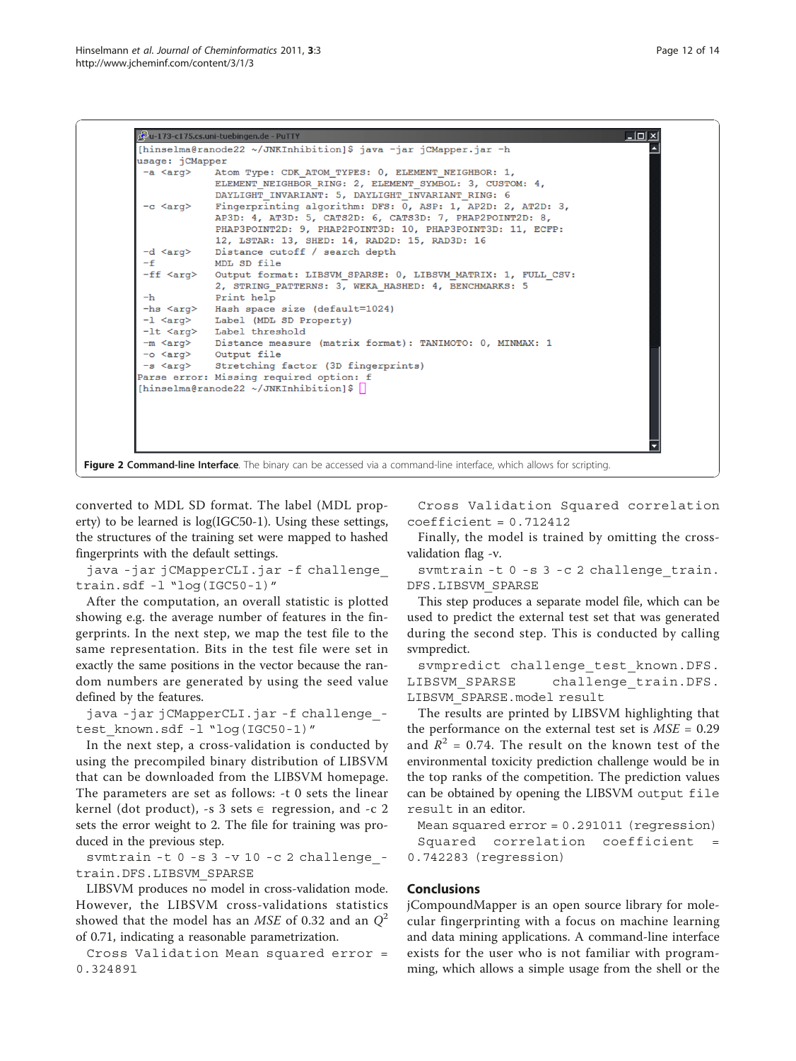```
[hinselma@ranode22 ~/JNKInhibition]$ java -jar jCMapper.jar -h
usage: jCMapper
 -a <arg>     Atom Type: CDK_ATOM_TYPES: 0, ELEMENT_NEIGHBOR: 1,
              ELEMENT_NEIGHBOR_RING: 2, ELEMENT_SYMBOL: 3, CUSTOM: 4,
              DAYLIGHT_INVARIANT: 5, DAYLIGHT_INVARIANT_RING: 6
 -c <arg>     Fingerprinting algorithm: DFS: 0, ASP: 1, AP2D: 2, AT2D: 3,
              AP3D: 4, AT3D: 5, CATS2D: 6, CATS3D: 7, PHAP2POINT2D: 8,
              PHAP3POINT2D: 9, PHAP2POINT3D: 10, PHAP3POINT3D: 11, ECFP:
              12, LSTAR: 13, SHED: 14, RAD2D: 15, RAD3D: 16
 -d <arg>     Distance cutoff / search depth
 -f           MDL SD file
 -ff <arg>    Output format: LIBSVM_SPARSE: 0, LIBSVM_MATRIX: 1, FULL_CSV:
              2, STRING_PATTERNS: 3, WEKA_HASHED: 4, BENCHMARKS: 5
 -h           Print help
 -hs <arg>    Hash space size (default=1024)
 -l <arg>     Label (MDL SD Property)
 -lt <arg>    Label threshold
 -m <arg>     Distance measure (matrix format): TANIMOTO: 0, MINMAX: 1
 -o <arg>     Output file
 -s <arg>     Stretching factor (3D fingerprints)
Parse error: Missing required option: f
[hinselma@ranode22 ~/JNKInhibition]$
```

**Figure 2 Command-line Interface**. The binary can be accessed via a command-line interface, which allows for scripting.

converted to MDL SD format. The label (MDL property) to be learned is log(IGC50-1). Using these settings, the structures of the training set were mapped to hashed fingerprints with the default settings.

```
java -jar jCMapperCLI.jar -f challenge_train.sdf -l "log(IGC50-1)"
```

After the computation, an overall statistic is plotted showing e.g. the average number of features in the fingerprints. In the next step, we map the test file to the same representation. Bits in the test file were set in exactly the same positions in the vector because the random numbers are generated by using the seed value defined by the features.

```
java -jar jCMapperCLI.jar -f challenge_test_known.sdf -l "log(IGC50-1)"
```

In the next step, a cross-validation is conducted by using the precompiled binary distribution of LIBSVM that can be downloaded from the LIBSVM homepage. The parameters are set as follows: -t 0 sets the linear kernel (dot product), -s 3 sets ∈ regression, and -c 2 sets the error weight to 2. The file for training was produced in the previous step.

```
svmtrain -t 0 -s 3 -v 10 -c 2 challenge_train.DFS.LIBSVM_SPARSE
```

LIBSVM produces no model in cross-validation mode. However, the LIBSVM cross-validations statistics showed that the model has an *MSE* of 0.32 and an $Q^2$ of 0.71, indicating a reasonable parametrization.

```
Cross Validation Mean squared error = 0.324891
Cross Validation Squared correlation coefficient = 0.712412
```

Finally, the model is trained by omitting the cross-validation flag -v.

```
svmtrain -t 0 -s 3 -c 2 challenge_train.DFS.LIBSVM_SPARSE
```

This step produces a separate model file, which can be used to predict the external test set that was generated during the second step. This is conducted by calling svmpredict.

```
svmpredict challenge_test_known.DFS.LIBSVM_SPARSE challenge_train.DFS.LIBSVM_SPARSE.model result
```

The results are printed by LIBSVM highlighting that the performance on the external test set is $MSE = 0.29$ and $R^2 = 0.74$. The result on the known test of the environmental toxicity prediction challenge would be in the top ranks of the competition. The prediction values can be obtained by opening the LIBSVM output file result in an editor.

```
Mean squared error = 0.291011 (regression)
Squared correlation coefficient = 0.742283 (regression)
```

## Conclusions

jCompoundMapper is an open source library for molecular fingerprinting with a focus on machine learning and data mining applications. A command-line interface exists for the user who is not familiar with programming, which allows a simple usage from the shell or the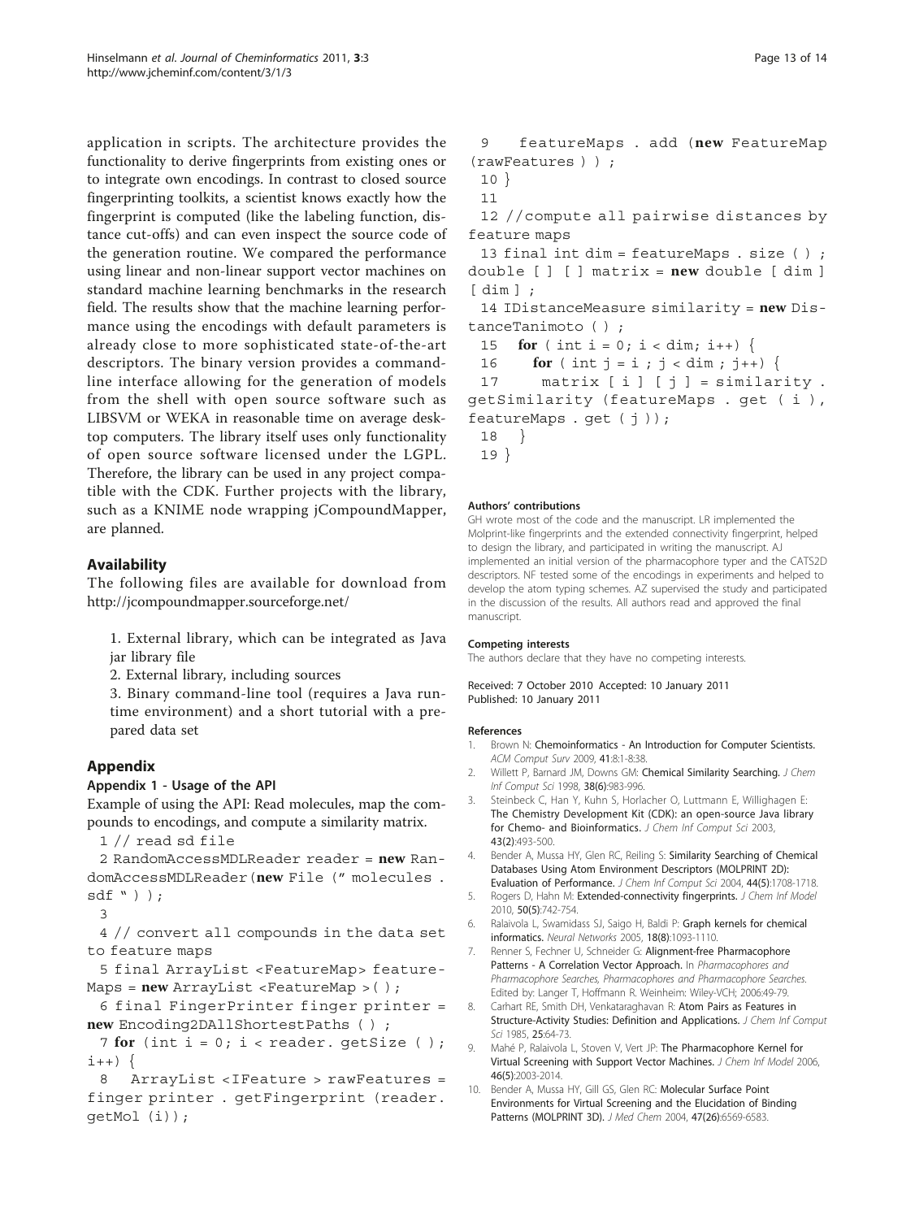application in scripts. The architecture provides the functionality to derive fingerprints from existing ones or to integrate own encodings. In contrast to closed source fingerprinting toolkits, a scientist knows exactly how the fingerprint is computed (like the labeling function, distance cut-offs) and can even inspect the source code of the generation routine. We compared the performance using linear and non-linear support vector machines on standard machine learning benchmarks in the research field. The results show that the machine learning performance using the encodings with default parameters is already close to more sophisticated state-of-the-art descriptors. The binary version provides a command-line interface allowing for the generation of models from the shell with open source software such as LIBSVM or WEKA in reasonable time on average desktop computers. The library itself uses only functionality of open source software licensed under the LGPL. Therefore, the library can be used in any project compatible with the CDK. Further projects with the library, such as a KNIME node wrapping jCompoundMapper, are planned.

## Availability

The following files are available for download from http://jcompoundmapper.sourceforge.net/

1. External library, which can be integrated as Java jar library file
2. External library, including sources
3. Binary command-line tool (requires a Java runtime environment) and a short tutorial with a prepared data set

## Appendix

### Appendix 1 - Usage of the API

Example of using the API: Read molecules, map the compounds to encodings, and compute a similarity matrix.

```
1 // read sd file
2 RandomAccessMDLReader reader = new RandomAccessMDLReader(new File (" molecules . sdf " ) );
3
4 // convert all compounds in the data set to feature maps
5 final ArrayList <FeatureMap> featureMaps = new ArrayList <FeatureMap >( );
6 final FingerPrinter finger printer = new Encoding2DAllShortestPaths ( ) ;
7 for (int i = 0; i < reader. getSize ( ); i++) {
8   ArrayList <IFeature > rawFeatures = finger printer . getFingerprint (reader. getMol (i));
9   featureMaps . add (new FeatureMap (rawFeatures ) ) ;
10 }
11
12 //compute all pairwise distances by feature maps
13 final int dim = featureMaps . size ( ) ; double [ ] [ ] matrix = new double [ dim ] [ dim ] ;
14 IDistanceMeasure similarity = new DistanceTanimoto ( ) ;
15   for ( int i = 0; i < dim; i++) {
16     for ( int j = i ; j < dim ; j++) {
17       matrix [ i ] [ j ] = similarity . getSimilarity (featureMaps . get ( i ), featureMaps . get ( j ));
18   }
19 }
```

#### Authors' contributions

GH wrote most of the code and the manuscript. LR implemented the Molprint-like fingerprints and the extended connectivity fingerprint, helped to design the library, and participated in writing the manuscript. AJ implemented an initial version of the pharmacophore typer and the CATS2D descriptors. NF tested some of the encodings in experiments and helped to develop the atom typing schemes. AZ supervised the study and participated in the discussion of the results. All authors read and approved the final manuscript.

#### Competing interests

The authors declare that they have no competing interests.

Received: 7 October 2010 Accepted: 10 January 2011
Published: 10 January 2011

#### References

1. Brown N: **Chemoinformatics - An Introduction for Computer Scientists.** *ACM Comput Surv* 2009, **41**:8:1-8:38.
2. Willett P, Barnard JM, Downs GM: **Chemical Similarity Searching.** *J Chem Inf Comput Sci* 1998, **38(6)**:983-996.
3. Steinbeck C, Han Y, Kuhn S, Horlacher O, Luttmann E, Willighagen E: **The Chemistry Development Kit (CDK): an open-source Java library for Chemo- and Bioinformatics.** *J Chem Inf Comput Sci* 2003, **43(2)**:493-500.
4. Bender A, Mussa HY, Glen RC, Reiling S: **Similarity Searching of Chemical Databases Using Atom Environment Descriptors (MOLPRINT 2D): Evaluation of Performance.** *J Chem Inf Comput Sci* 2004, **44(5)**:1708-1718.
5. Rogers D, Hahn M: **Extended-connectivity fingerprints.** *J Chem Inf Model* 2010, **50(5)**:742-754.
6. Ralaivola L, Swamidass SJ, Saigo H, Baldi P: **Graph kernels for chemical informatics.** *Neural Networks* 2005, **18(8)**:1093-1110.
7. Renner S, Fechner U, Schneider G: **Alignment-free Pharmacophore Patterns - A Correlation Vector Approach.** In *Pharmacophores and Pharmacophore Searches, Pharmacophores and Pharmacophore Searches.* Edited by: Langer T, Hoffmann R. Weinheim: Wiley-VCH; 2006:49-79.
8. Carhart RE, Smith DH, Venkataraghavan R: **Atom Pairs as Features in Structure-Activity Studies: Definition and Applications.** *J Chem Inf Comput Sci* 1985, **25**:64-73.
9. Mahé P, Ralaivola L, Stoven V, Vert JP: **The Pharmacophore Kernel for Virtual Screening with Support Vector Machines.** *J Chem Inf Model* 2006, **46(5)**:2003-2014.
10. Bender A, Mussa HY, Gill GS, Glen RC: **Molecular Surface Point Environments for Virtual Screening and the Elucidation of Binding Patterns (MOLPRINT 3D).** *J Med Chem* 2004, **47(26)**:6569-6583.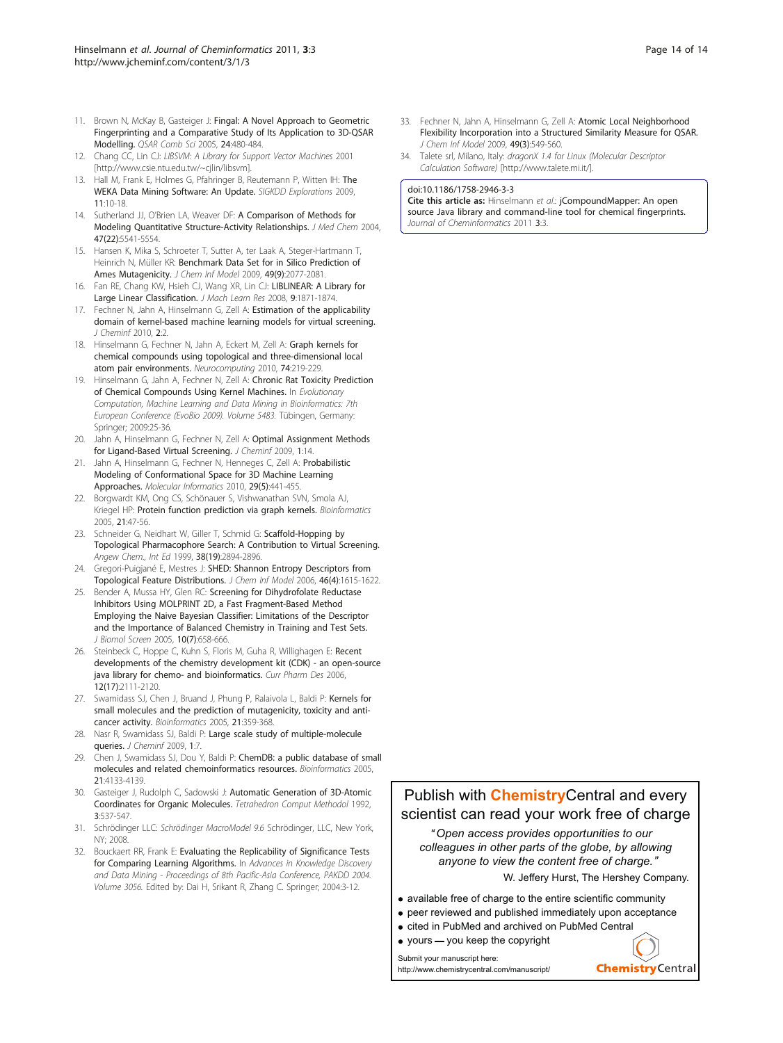11. Brown N, McKay B, Gasteiger J: **Fingal: A Novel Approach to Geometric Fingerprinting and a Comparative Study of Its Application to 3D-QSAR Modelling.** *QSAR Comb Sci* 2005, **24**:480-484.
12. Chang CC, Lin CJ: *LIBSVM: A Library for Support Vector Machines* 2001 [http://www.csie.ntu.edu.tw/~cjlin/libsvm].
13. Hall M, Frank E, Holmes G, Pfahringer B, Reutemann P, Witten IH: **The WEKA Data Mining Software: An Update.** *SIGKDD Explorations* 2009, **11**:10-18.
14. Sutherland JJ, O'Brien LA, Weaver DF: **A Comparison of Methods for Modeling Quantitative Structure-Activity Relationships.** *J Med Chem* 2004, **47(22)**:5541-5554.
15. Hansen K, Mika S, Schroeter T, Sutter A, ter Laak A, Steger-Hartmann T, Heinrich N, Müller KR: **Benchmark Data Set for in Silico Prediction of Ames Mutagenicity.** *J Chem Inf Model* 2009, **49(9)**:2077-2081.
16. Fan RE, Chang KW, Hsieh CJ, Wang XR, Lin CJ: **LIBLINEAR: A Library for Large Linear Classification.** *J Mach Learn Res* 2008, **9**:1871-1874.
17. Fechner N, Jahn A, Hinselmann G, Zell A: **Estimation of the applicability domain of kernel-based machine learning models for virtual screening.** *J Cheminf* 2010, **2**:2.
18. Hinselmann G, Fechner N, Jahn A, Eckert M, Zell A: **Graph kernels for chemical compounds using topological and three-dimensional local atom pair environments.** *Neurocomputing* 2010, **74**:219-229.
19. Hinselmann G, Jahn A, Fechner N, Zell A: **Chronic Rat Toxicity Prediction of Chemical Compounds Using Kernel Machines.** In *Evolutionary Computation, Machine Learning and Data Mining in Bioinformatics: 7th European Conference (EvoBio 2009). Volume 5483.* Tübingen, Germany: Springer; 2009:25-36.
20. Jahn A, Hinselmann G, Fechner N, Zell A: **Optimal Assignment Methods for Ligand-Based Virtual Screening.** *J Cheminf* 2009, **1**:14.
21. Jahn A, Hinselmann G, Fechner N, Henneges C, Zell A: **Probabilistic Modeling of Conformational Space for 3D Machine Learning Approaches.** *Molecular Informatics* 2010, **29(5)**:441-455.
22. Borgwardt KM, Ong CS, Schönauer S, Vishwanathan SVN, Smola AJ, Kriegel HP: **Protein function prediction via graph kernels.** *Bioinformatics* 2005, **21**:47-56.
23. Schneider G, Neidhart W, Giller T, Schmid G: **Scaffold-Hopping by Topological Pharmacophore Search: A Contribution to Virtual Screening.** *Angew Chem., Int Ed* 1999, **38(19)**:2894-2896.
24. Gregori-Puigjané E, Mestres J: **SHED: Shannon Entropy Descriptors from Topological Feature Distributions.** *J Chem Inf Model* 2006, **46(4)**:1615-1622.
25. Bender A, Mussa HY, Glen RC: **Screening for Dihydrofolate Reductase Inhibitors Using MOLPRINT 2D, a Fast Fragment-Based Method Employing the Naive Bayesian Classifier: Limitations of the Descriptor and the Importance of Balanced Chemistry in Training and Test Sets.** *J Biomol Screen* 2005, **10(7)**:658-666.
26. Steinbeck C, Hoppe C, Kuhn S, Floris M, Guha R, Willighagen E: **Recent developments of the chemistry development kit (CDK) - an open-source java library for chemo- and bioinformatics.** *Curr Pharm Des* 2006, **12(17)**:2111-2120.
27. Swamidass SJ, Chen J, Bruand J, Phung P, Ralaivola L, Baldi P: **Kernels for small molecules and the prediction of mutagenicity, toxicity and anti-cancer activity.** *Bioinformatics* 2005, **21**:359-368.
28. Nasr R, Swamidass SJ, Baldi P: **Large scale study of multiple-molecule queries.** *J Cheminf* 2009, **1**:7.
29. Chen J, Swamidass SJ, Dou Y, Baldi P: **ChemDB: a public database of small molecules and related chemoinformatics resources.** *Bioinformatics* 2005, **21**:4133-4139.
30. Gasteiger J, Rudolph C, Sadowski J: **Automatic Generation of 3D-Atomic Coordinates for Organic Molecules.** *Tetrahedron Comput Methodol* 1992, **3**:537-547.
31. Schrödinger LLC: *Schrödinger MacroModel 9.6* Schrödinger, LLC, New York, NY; 2008.
32. Bouckaert RR, Frank E: **Evaluating the Replicability of Significance Tests for Comparing Learning Algorithms.** In *Advances in Knowledge Discovery and Data Mining - Proceedings of 8th Pacific-Asia Conference, PAKDD 2004. Volume 3056.* Edited by: Dai H, Srikant R, Zhang C. Springer; 2004:3-12.
33. Fechner N, Jahn A, Hinselmann G, Zell A: **Atomic Local Neighborhood Flexibility Incorporation into a Structured Similarity Measure for QSAR.** *J Chem Inf Model* 2009, **49(3)**:549-560.
34. Talete srl, Milano, Italy: *dragonX 1.4 for Linux (Molecular Descriptor Calculation Software)* [http://www.talete.mi.it/].

doi:10.1186/1758-2946-3-3

**Cite this article as:** Hinselmann *et al.*: jCompoundMapper: An open source Java library and command-line tool for chemical fingerprints. *Journal of Cheminformatics* 2011 **3**:3.

Publish with **Chemistry**Central and every scientist can read your work free of charge

*"Open access provides opportunities to our colleagues in other parts of the globe, by allowing anyone to view the content free of charge."*

W. Jeffery Hurst, The Hershey Company.

- available free of charge to the entire scientific community
- peer reviewed and published immediately upon acceptance
- cited in PubMed and archived on PubMed Central
- yours — you keep the copyright

Submit your manuscript here:
http://www.chemistrycentral.com/manuscript/

ChemistryCentral